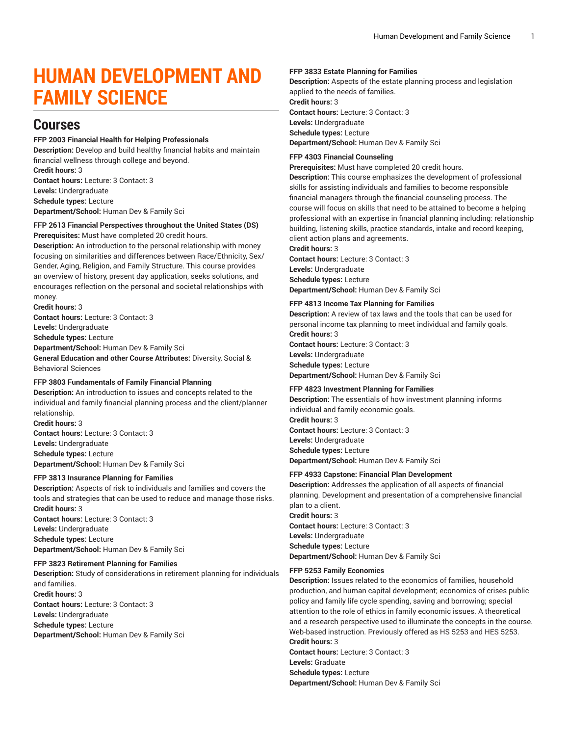# HUMAN DEVELOPMENT AND FAMILY SCIENCE

## Courses

**FFP 2003 Financial Health for Helping Professionals**
**Description:** Develop and build healthy financial habits and maintain financial wellness through college and beyond.
**Credit hours:** 3
**Contact hours:** Lecture: 3 Contact: 3
**Levels:** Undergraduate
**Schedule types:** Lecture
**Department/School:** Human Dev & Family Sci

**FFP 2613 Financial Perspectives throughout the United States (DS)**
**Prerequisites:** Must have completed 20 credit hours.
**Description:** An introduction to the personal relationship with money focusing on similarities and differences between Race/Ethnicity, Sex/Gender, Aging, Religion, and Family Structure. This course provides an overview of history, present day application, seeks solutions, and encourages reflection on the personal and societal relationships with money.
**Credit hours:** 3
**Contact hours:** Lecture: 3 Contact: 3
**Levels:** Undergraduate
**Schedule types:** Lecture
**Department/School:** Human Dev & Family Sci
**General Education and other Course Attributes:** Diversity, Social & Behavioral Sciences

**FFP 3803 Fundamentals of Family Financial Planning**
**Description:** An introduction to issues and concepts related to the individual and family financial planning process and the client/planner relationship.
**Credit hours:** 3
**Contact hours:** Lecture: 3 Contact: 3
**Levels:** Undergraduate
**Schedule types:** Lecture
**Department/School:** Human Dev & Family Sci

**FFP 3813 Insurance Planning for Families**
**Description:** Aspects of risk to individuals and families and covers the tools and strategies that can be used to reduce and manage those risks.
**Credit hours:** 3
**Contact hours:** Lecture: 3 Contact: 3
**Levels:** Undergraduate
**Schedule types:** Lecture
**Department/School:** Human Dev & Family Sci

**FFP 3823 Retirement Planning for Families**
**Description:** Study of considerations in retirement planning for individuals and families.
**Credit hours:** 3
**Contact hours:** Lecture: 3 Contact: 3
**Levels:** Undergraduate
**Schedule types:** Lecture
**Department/School:** Human Dev & Family Sci

**FFP 3833 Estate Planning for Families**
**Description:** Aspects of the estate planning process and legislation applied to the needs of families.
**Credit hours:** 3
**Contact hours:** Lecture: 3 Contact: 3
**Levels:** Undergraduate
**Schedule types:** Lecture
**Department/School:** Human Dev & Family Sci

**FFP 4303 Financial Counseling**
**Prerequisites:** Must have completed 20 credit hours.
**Description:** This course emphasizes the development of professional skills for assisting individuals and families to become responsible financial managers through the financial counseling process. The course will focus on skills that need to be attained to become a helping professional with an expertise in financial planning including: relationship building, listening skills, practice standards, intake and record keeping, client action plans and agreements.
**Credit hours:** 3
**Contact hours:** Lecture: 3 Contact: 3
**Levels:** Undergraduate
**Schedule types:** Lecture
**Department/School:** Human Dev & Family Sci

**FFP 4813 Income Tax Planning for Families**
**Description:** A review of tax laws and the tools that can be used for personal income tax planning to meet individual and family goals.
**Credit hours:** 3
**Contact hours:** Lecture: 3 Contact: 3
**Levels:** Undergraduate
**Schedule types:** Lecture
**Department/School:** Human Dev & Family Sci

**FFP 4823 Investment Planning for Families**
**Description:** The essentials of how investment planning informs individual and family economic goals.
**Credit hours:** 3
**Contact hours:** Lecture: 3 Contact: 3
**Levels:** Undergraduate
**Schedule types:** Lecture
**Department/School:** Human Dev & Family Sci

**FFP 4933 Capstone: Financial Plan Development**
**Description:** Addresses the application of all aspects of financial planning. Development and presentation of a comprehensive financial plan to a client.
**Credit hours:** 3
**Contact hours:** Lecture: 3 Contact: 3
**Levels:** Undergraduate
**Schedule types:** Lecture
**Department/School:** Human Dev & Family Sci

**FFP 5253 Family Economics**
**Description:** Issues related to the economics of families, household production, and human capital development; economics of crises public policy and family life cycle spending, saving and borrowing; special attention to the role of ethics in family economic issues. A theoretical and a research perspective used to illuminate the concepts in the course. Web-based instruction. Previously offered as HS 5253 and HES 5253.
**Credit hours:** 3
**Contact hours:** Lecture: 3 Contact: 3
**Levels:** Graduate
**Schedule types:** Lecture
**Department/School:** Human Dev & Family Sci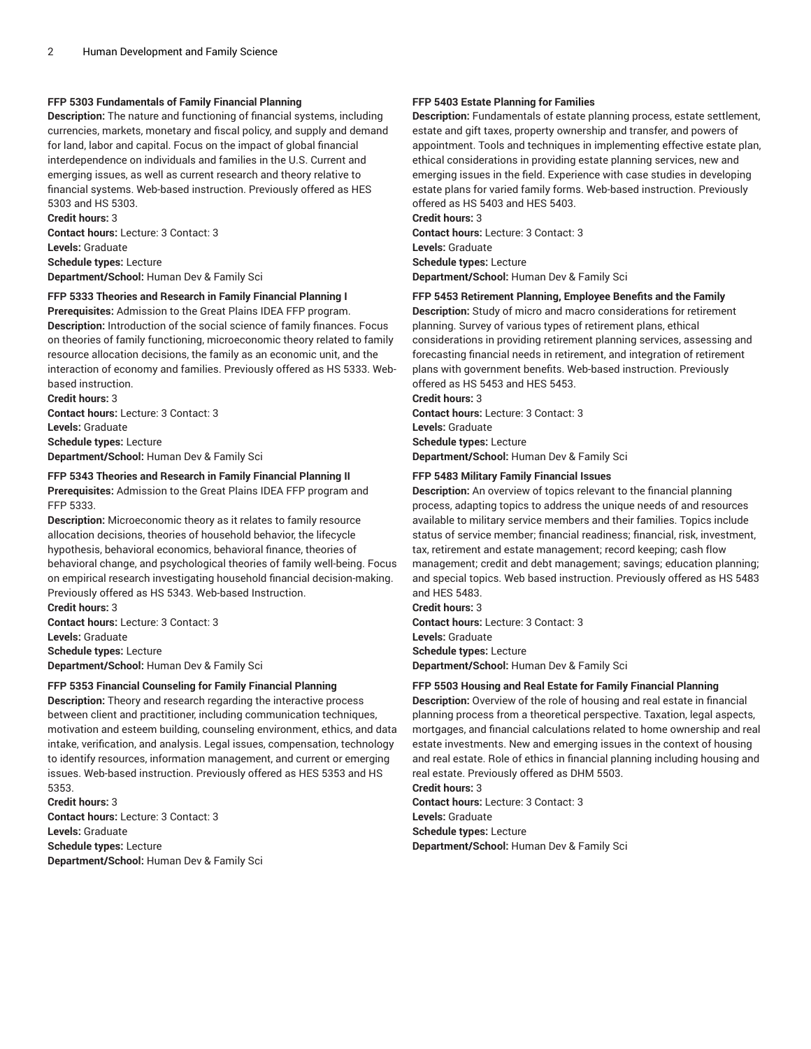**FFP 5303 Fundamentals of Family Financial Planning**
**Description:** The nature and functioning of financial systems, including currencies, markets, monetary and fiscal policy, and supply and demand for land, labor and capital. Focus on the impact of global financial interdependence on individuals and families in the U.S. Current and emerging issues, as well as current research and theory relative to financial systems. Web-based instruction. Previously offered as HES 5303 and HS 5303.
**Credit hours:** 3
**Contact hours:** Lecture: 3 Contact: 3
**Levels:** Graduate
**Schedule types:** Lecture
**Department/School:** Human Dev & Family Sci

**FFP 5333 Theories and Research in Family Financial Planning I**
**Prerequisites:** Admission to the Great Plains IDEA FFP program.
**Description:** Introduction of the social science of family finances. Focus on theories of family functioning, microeconomic theory related to family resource allocation decisions, the family as an economic unit, and the interaction of economy and families. Previously offered as HS 5333. Web-based instruction.
**Credit hours:** 3
**Contact hours:** Lecture: 3 Contact: 3
**Levels:** Graduate
**Schedule types:** Lecture
**Department/School:** Human Dev & Family Sci

**FFP 5343 Theories and Research in Family Financial Planning II**
**Prerequisites:** Admission to the Great Plains IDEA FFP program and FFP 5333.
**Description:** Microeconomic theory as it relates to family resource allocation decisions, theories of household behavior, the lifecycle hypothesis, behavioral economics, behavioral finance, theories of behavioral change, and psychological theories of family well-being. Focus on empirical research investigating household financial decision-making. Previously offered as HS 5343. Web-based Instruction.
**Credit hours:** 3
**Contact hours:** Lecture: 3 Contact: 3
**Levels:** Graduate
**Schedule types:** Lecture
**Department/School:** Human Dev & Family Sci

**FFP 5353 Financial Counseling for Family Financial Planning**
**Description:** Theory and research regarding the interactive process between client and practitioner, including communication techniques, motivation and esteem building, counseling environment, ethics, and data intake, verification, and analysis. Legal issues, compensation, technology to identify resources, information management, and current or emerging issues. Web-based instruction. Previously offered as HES 5353 and HS 5353.
**Credit hours:** 3
**Contact hours:** Lecture: 3 Contact: 3
**Levels:** Graduate
**Schedule types:** Lecture
**Department/School:** Human Dev & Family Sci

**FFP 5403 Estate Planning for Families**
**Description:** Fundamentals of estate planning process, estate settlement, estate and gift taxes, property ownership and transfer, and powers of appointment. Tools and techniques in implementing effective estate plan, ethical considerations in providing estate planning services, new and emerging issues in the field. Experience with case studies in developing estate plans for varied family forms. Web-based instruction. Previously offered as HS 5403 and HES 5403.
**Credit hours:** 3
**Contact hours:** Lecture: 3 Contact: 3
**Levels:** Graduate
**Schedule types:** Lecture
**Department/School:** Human Dev & Family Sci

**FFP 5453 Retirement Planning, Employee Benefits and the Family**
**Description:** Study of micro and macro considerations for retirement planning. Survey of various types of retirement plans, ethical considerations in providing retirement planning services, assessing and forecasting financial needs in retirement, and integration of retirement plans with government benefits. Web-based instruction. Previously offered as HS 5453 and HES 5453.
**Credit hours:** 3
**Contact hours:** Lecture: 3 Contact: 3
**Levels:** Graduate
**Schedule types:** Lecture
**Department/School:** Human Dev & Family Sci

**FFP 5483 Military Family Financial Issues**
**Description:** An overview of topics relevant to the financial planning process, adapting topics to address the unique needs of and resources available to military service members and their families. Topics include status of service member; financial readiness; financial, risk, investment, tax, retirement and estate management; record keeping; cash flow management; credit and debt management; savings; education planning; and special topics. Web based instruction. Previously offered as HS 5483 and HES 5483.
**Credit hours:** 3
**Contact hours:** Lecture: 3 Contact: 3
**Levels:** Graduate
**Schedule types:** Lecture
**Department/School:** Human Dev & Family Sci

**FFP 5503 Housing and Real Estate for Family Financial Planning**
**Description:** Overview of the role of housing and real estate in financial planning process from a theoretical perspective. Taxation, legal aspects, mortgages, and financial calculations related to home ownership and real estate investments. New and emerging issues in the context of housing and real estate. Role of ethics in financial planning including housing and real estate. Previously offered as DHM 5503.
**Credit hours:** 3
**Contact hours:** Lecture: 3 Contact: 3
**Levels:** Graduate
**Schedule types:** Lecture
**Department/School:** Human Dev & Family Sci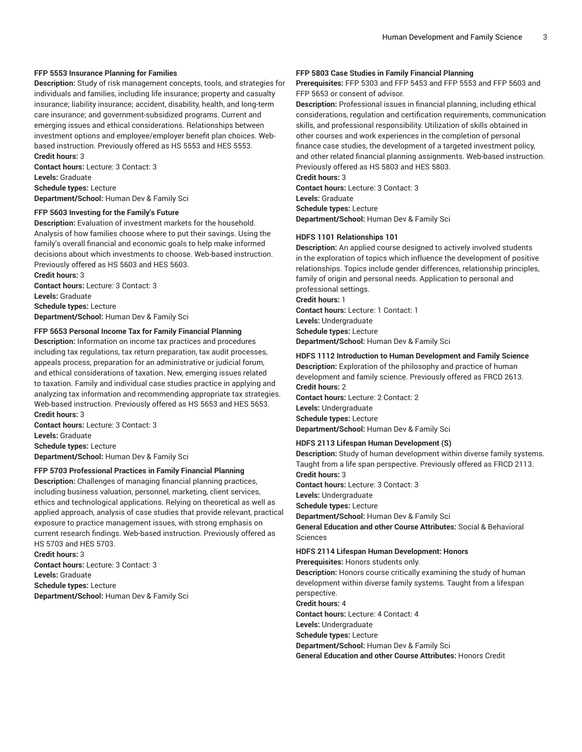**FFP 5553 Insurance Planning for Families**

**Description:** Study of risk management concepts, tools, and strategies for individuals and families, including life insurance; property and casualty insurance; liability insurance; accident, disability, health, and long-term care insurance; and government-subsidized programs. Current and emerging issues and ethical considerations. Relationships between investment options and employee/employer benefit plan choices. Web-based instruction. Previously offered as HS 5553 and HES 5553.

**Credit hours:** 3

**Contact hours:** Lecture: 3 Contact: 3

**Levels:** Graduate

**Schedule types:** Lecture

**Department/School:** Human Dev & Family Sci

**FFP 5603 Investing for the Family's Future**

**Description:** Evaluation of investment markets for the household. Analysis of how families choose where to put their savings. Using the family's overall financial and economic goals to help make informed decisions about which investments to choose. Web-based instruction. Previously offered as HS 5603 and HES 5603.

**Credit hours:** 3

**Contact hours:** Lecture: 3 Contact: 3

**Levels:** Graduate

**Schedule types:** Lecture

**Department/School:** Human Dev & Family Sci

**FFP 5653 Personal Income Tax for Family Financial Planning**

**Description:** Information on income tax practices and procedures including tax regulations, tax return preparation, tax audit processes, appeals process, preparation for an administrative or judicial forum, and ethical considerations of taxation. New, emerging issues related to taxation. Family and individual case studies practice in applying and analyzing tax information and recommending appropriate tax strategies. Web-based instruction. Previously offered as HS 5653 and HES 5653.

**Credit hours:** 3

**Contact hours:** Lecture: 3 Contact: 3

**Levels:** Graduate

**Schedule types:** Lecture

**Department/School:** Human Dev & Family Sci

**FFP 5703 Professional Practices in Family Financial Planning**

**Description:** Challenges of managing financial planning practices, including business valuation, personnel, marketing, client services, ethics and technological applications. Relying on theoretical as well as applied approach, analysis of case studies that provide relevant, practical exposure to practice management issues, with strong emphasis on current research findings. Web-based instruction. Previously offered as HS 5703 and HES 5703.

**Credit hours:** 3

**Contact hours:** Lecture: 3 Contact: 3

**Levels:** Graduate

**Schedule types:** Lecture

**Department/School:** Human Dev & Family Sci

**FFP 5803 Case Studies in Family Financial Planning**

**Prerequisites:** FFP 5303 and FFP 5453 and FFP 5553 and FFP 5603 and FFP 5653 or consent of advisor.

**Description:** Professional issues in financial planning, including ethical considerations, regulation and certification requirements, communication skills, and professional responsibility. Utilization of skills obtained in other courses and work experiences in the completion of personal finance case studies, the development of a targeted investment policy, and other related financial planning assignments. Web-based instruction. Previously offered as HS 5803 and HES 5803.

**Credit hours:** 3

**Contact hours:** Lecture: 3 Contact: 3

**Levels:** Graduate

**Schedule types:** Lecture

**Department/School:** Human Dev & Family Sci

**HDFS 1101 Relationships 101**

**Description:** An applied course designed to actively involved students in the exploration of topics which influence the development of positive relationships. Topics include gender differences, relationship principles, family of origin and personal needs. Application to personal and professional settings.

**Credit hours:** 1

**Contact hours:** Lecture: 1 Contact: 1

**Levels:** Undergraduate

**Schedule types:** Lecture

**Department/School:** Human Dev & Family Sci

**HDFS 1112 Introduction to Human Development and Family Science**

**Description:** Exploration of the philosophy and practice of human development and family science. Previously offered as FRCD 2613.

**Credit hours:** 2

**Contact hours:** Lecture: 2 Contact: 2

**Levels:** Undergraduate

**Schedule types:** Lecture

**Department/School:** Human Dev & Family Sci

**HDFS 2113 Lifespan Human Development (S)**

**Description:** Study of human development within diverse family systems. Taught from a life span perspective. Previously offered as FRCD 2113.

**Credit hours:** 3

**Contact hours:** Lecture: 3 Contact: 3

**Levels:** Undergraduate

**Schedule types:** Lecture

**Department/School:** Human Dev & Family Sci

**General Education and other Course Attributes:** Social & Behavioral Sciences

**HDFS 2114 Lifespan Human Development: Honors**

**Prerequisites:** Honors students only.

**Description:** Honors course critically examining the study of human development within diverse family systems. Taught from a lifespan perspective.

**Credit hours:** 4

**Contact hours:** Lecture: 4 Contact: 4

**Levels:** Undergraduate

**Schedule types:** Lecture

**Department/School:** Human Dev & Family Sci

**General Education and other Course Attributes:** Honors Credit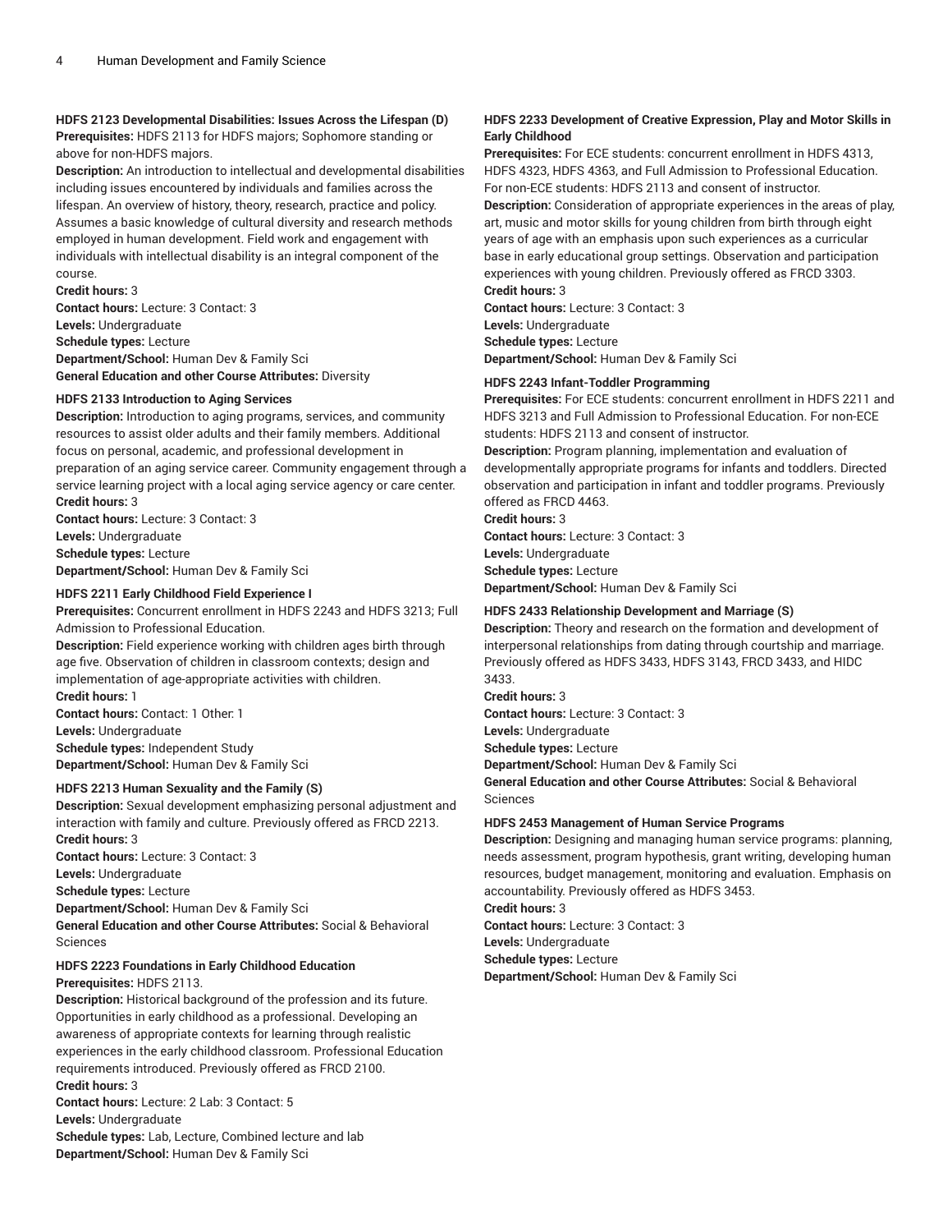**HDFS 2123 Developmental Disabilities: Issues Across the Lifespan (D)**
**Prerequisites:** HDFS 2113 for HDFS majors; Sophomore standing or above for non-HDFS majors.
**Description:** An introduction to intellectual and developmental disabilities including issues encountered by individuals and families across the lifespan. An overview of history, theory, research, practice and policy. Assumes a basic knowledge of cultural diversity and research methods employed in human development. Field work and engagement with individuals with intellectual disability is an integral component of the course.
**Credit hours:** 3
**Contact hours:** Lecture: 3 Contact: 3
**Levels:** Undergraduate
**Schedule types:** Lecture
**Department/School:** Human Dev & Family Sci
**General Education and other Course Attributes:** Diversity

**HDFS 2133 Introduction to Aging Services**
**Description:** Introduction to aging programs, services, and community resources to assist older adults and their family members. Additional focus on personal, academic, and professional development in preparation of an aging service career. Community engagement through a service learning project with a local aging service agency or care center.
**Credit hours:** 3
**Contact hours:** Lecture: 3 Contact: 3
**Levels:** Undergraduate
**Schedule types:** Lecture
**Department/School:** Human Dev & Family Sci

**HDFS 2211 Early Childhood Field Experience I**
**Prerequisites:** Concurrent enrollment in HDFS 2243 and HDFS 3213; Full Admission to Professional Education.
**Description:** Field experience working with children ages birth through age five. Observation of children in classroom contexts; design and implementation of age-appropriate activities with children.
**Credit hours:** 1
**Contact hours:** Contact: 1 Other: 1
**Levels:** Undergraduate
**Schedule types:** Independent Study
**Department/School:** Human Dev & Family Sci

**HDFS 2213 Human Sexuality and the Family (S)**
**Description:** Sexual development emphasizing personal adjustment and interaction with family and culture. Previously offered as FRCD 2213.
**Credit hours:** 3
**Contact hours:** Lecture: 3 Contact: 3
**Levels:** Undergraduate
**Schedule types:** Lecture
**Department/School:** Human Dev & Family Sci
**General Education and other Course Attributes:** Social & Behavioral Sciences

**HDFS 2223 Foundations in Early Childhood Education**
**Prerequisites:** HDFS 2113.
**Description:** Historical background of the profession and its future. Opportunities in early childhood as a professional. Developing an awareness of appropriate contexts for learning through realistic experiences in the early childhood classroom. Professional Education requirements introduced. Previously offered as FRCD 2100.
**Credit hours:** 3
**Contact hours:** Lecture: 2 Lab: 3 Contact: 5
**Levels:** Undergraduate
**Schedule types:** Lab, Lecture, Combined lecture and lab
**Department/School:** Human Dev & Family Sci

**HDFS 2233 Development of Creative Expression, Play and Motor Skills in Early Childhood**
**Prerequisites:** For ECE students: concurrent enrollment in HDFS 4313, HDFS 4323, HDFS 4363, and Full Admission to Professional Education. For non-ECE students: HDFS 2113 and consent of instructor.
**Description:** Consideration of appropriate experiences in the areas of play, art, music and motor skills for young children from birth through eight years of age with an emphasis upon such experiences as a curricular base in early educational group settings. Observation and participation experiences with young children. Previously offered as FRCD 3303.
**Credit hours:** 3
**Contact hours:** Lecture: 3 Contact: 3
**Levels:** Undergraduate
**Schedule types:** Lecture
**Department/School:** Human Dev & Family Sci

**HDFS 2243 Infant-Toddler Programming**
**Prerequisites:** For ECE students: concurrent enrollment in HDFS 2211 and HDFS 3213 and Full Admission to Professional Education. For non-ECE students: HDFS 2113 and consent of instructor.
**Description:** Program planning, implementation and evaluation of developmentally appropriate programs for infants and toddlers. Directed observation and participation in infant and toddler programs. Previously offered as FRCD 4463.
**Credit hours:** 3
**Contact hours:** Lecture: 3 Contact: 3
**Levels:** Undergraduate
**Schedule types:** Lecture
**Department/School:** Human Dev & Family Sci

**HDFS 2433 Relationship Development and Marriage (S)**
**Description:** Theory and research on the formation and development of interpersonal relationships from dating through courtship and marriage. Previously offered as HDFS 3433, HDFS 3143, FRCD 3433, and HIDC 3433.
**Credit hours:** 3
**Contact hours:** Lecture: 3 Contact: 3
**Levels:** Undergraduate
**Schedule types:** Lecture
**Department/School:** Human Dev & Family Sci
**General Education and other Course Attributes:** Social & Behavioral Sciences

**HDFS 2453 Management of Human Service Programs**
**Description:** Designing and managing human service programs: planning, needs assessment, program hypothesis, grant writing, developing human resources, budget management, monitoring and evaluation. Emphasis on accountability. Previously offered as HDFS 3453.
**Credit hours:** 3
**Contact hours:** Lecture: 3 Contact: 3
**Levels:** Undergraduate
**Schedule types:** Lecture
**Department/School:** Human Dev & Family Sci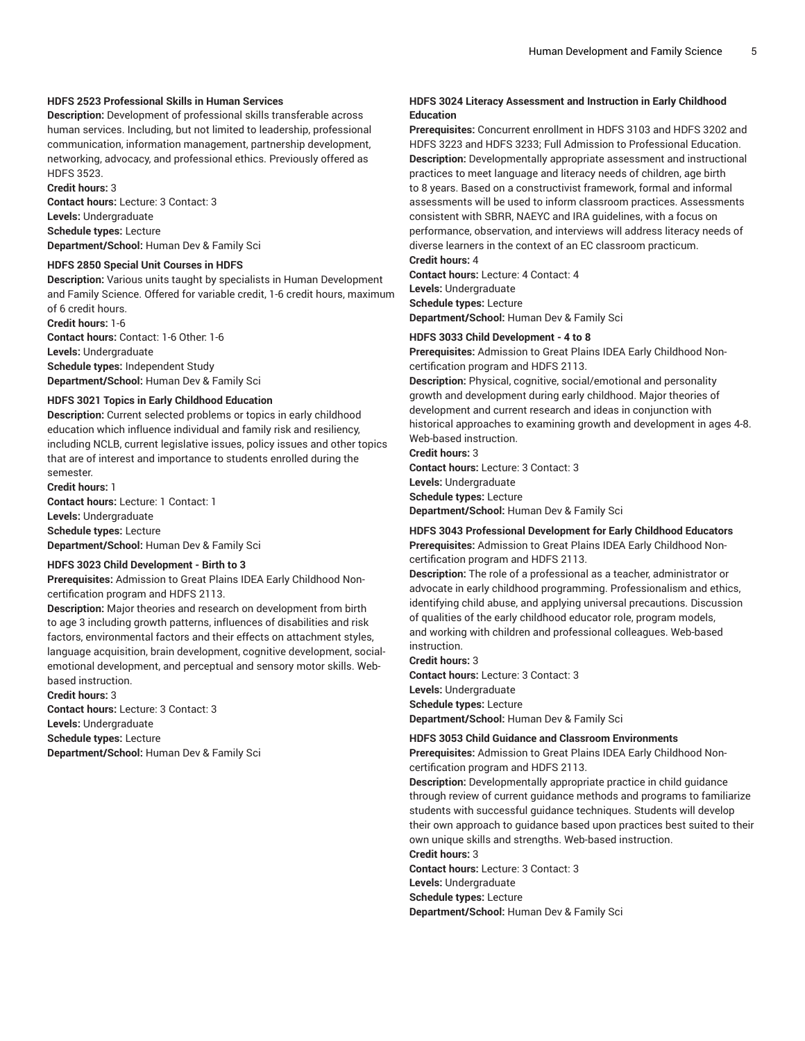**HDFS 2523 Professional Skills in Human Services**

**Description:** Development of professional skills transferable across human services. Including, but not limited to leadership, professional communication, information management, partnership development, networking, advocacy, and professional ethics. Previously offered as HDFS 3523.

**Credit hours:** 3

**Contact hours:** Lecture: 3 Contact: 3

**Levels:** Undergraduate

**Schedule types:** Lecture

**Department/School:** Human Dev & Family Sci

**HDFS 2850 Special Unit Courses in HDFS**

**Description:** Various units taught by specialists in Human Development and Family Science. Offered for variable credit, 1-6 credit hours, maximum of 6 credit hours.

**Credit hours:** 1-6

**Contact hours:** Contact: 1-6 Other: 1-6

**Levels:** Undergraduate

**Schedule types:** Independent Study

**Department/School:** Human Dev & Family Sci

**HDFS 3021 Topics in Early Childhood Education**

**Description:** Current selected problems or topics in early childhood education which influence individual and family risk and resiliency, including NCLB, current legislative issues, policy issues and other topics that are of interest and importance to students enrolled during the semester.

**Credit hours:** 1

**Contact hours:** Lecture: 1 Contact: 1

**Levels:** Undergraduate

**Schedule types:** Lecture

**Department/School:** Human Dev & Family Sci

**HDFS 3023 Child Development - Birth to 3**

**Prerequisites:** Admission to Great Plains IDEA Early Childhood Non-certification program and HDFS 2113.

**Description:** Major theories and research on development from birth to age 3 including growth patterns, influences of disabilities and risk factors, environmental factors and their effects on attachment styles, language acquisition, brain development, cognitive development, social-emotional development, and perceptual and sensory motor skills. Web-based instruction.

**Credit hours:** 3

**Contact hours:** Lecture: 3 Contact: 3

**Levels:** Undergraduate

**Schedule types:** Lecture

**Department/School:** Human Dev & Family Sci

**HDFS 3024 Literacy Assessment and Instruction in Early Childhood Education**

**Prerequisites:** Concurrent enrollment in HDFS 3103 and HDFS 3202 and HDFS 3223 and HDFS 3233; Full Admission to Professional Education.

**Description:** Developmentally appropriate assessment and instructional practices to meet language and literacy needs of children, age birth to 8 years. Based on a constructivist framework, formal and informal assessments will be used to inform classroom practices. Assessments consistent with SBRR, NAEYC and IRA guidelines, with a focus on performance, observation, and interviews will address literacy needs of diverse learners in the context of an EC classroom practicum.

**Credit hours:** 4

**Contact hours:** Lecture: 4 Contact: 4

**Levels:** Undergraduate

**Schedule types:** Lecture

**Department/School:** Human Dev & Family Sci

**HDFS 3033 Child Development - 4 to 8**

**Prerequisites:** Admission to Great Plains IDEA Early Childhood Non-certification program and HDFS 2113.

**Description:** Physical, cognitive, social/emotional and personality growth and development during early childhood. Major theories of development and current research and ideas in conjunction with historical approaches to examining growth and development in ages 4-8. Web-based instruction.

**Credit hours:** 3

**Contact hours:** Lecture: 3 Contact: 3

**Levels:** Undergraduate

**Schedule types:** Lecture

**Department/School:** Human Dev & Family Sci

**HDFS 3043 Professional Development for Early Childhood Educators**

**Prerequisites:** Admission to Great Plains IDEA Early Childhood Non-certification program and HDFS 2113.

**Description:** The role of a professional as a teacher, administrator or advocate in early childhood programming. Professionalism and ethics, identifying child abuse, and applying universal precautions. Discussion of qualities of the early childhood educator role, program models, and working with children and professional colleagues. Web-based instruction.

**Credit hours:** 3

**Contact hours:** Lecture: 3 Contact: 3

**Levels:** Undergraduate

**Schedule types:** Lecture

**Department/School:** Human Dev & Family Sci

**HDFS 3053 Child Guidance and Classroom Environments**

**Prerequisites:** Admission to Great Plains IDEA Early Childhood Non-certification program and HDFS 2113.

**Description:** Developmentally appropriate practice in child guidance through review of current guidance methods and programs to familiarize students with successful guidance techniques. Students will develop their own approach to guidance based upon practices best suited to their own unique skills and strengths. Web-based instruction.

**Credit hours:** 3

**Contact hours:** Lecture: 3 Contact: 3

**Levels:** Undergraduate

**Schedule types:** Lecture

**Department/School:** Human Dev & Family Sci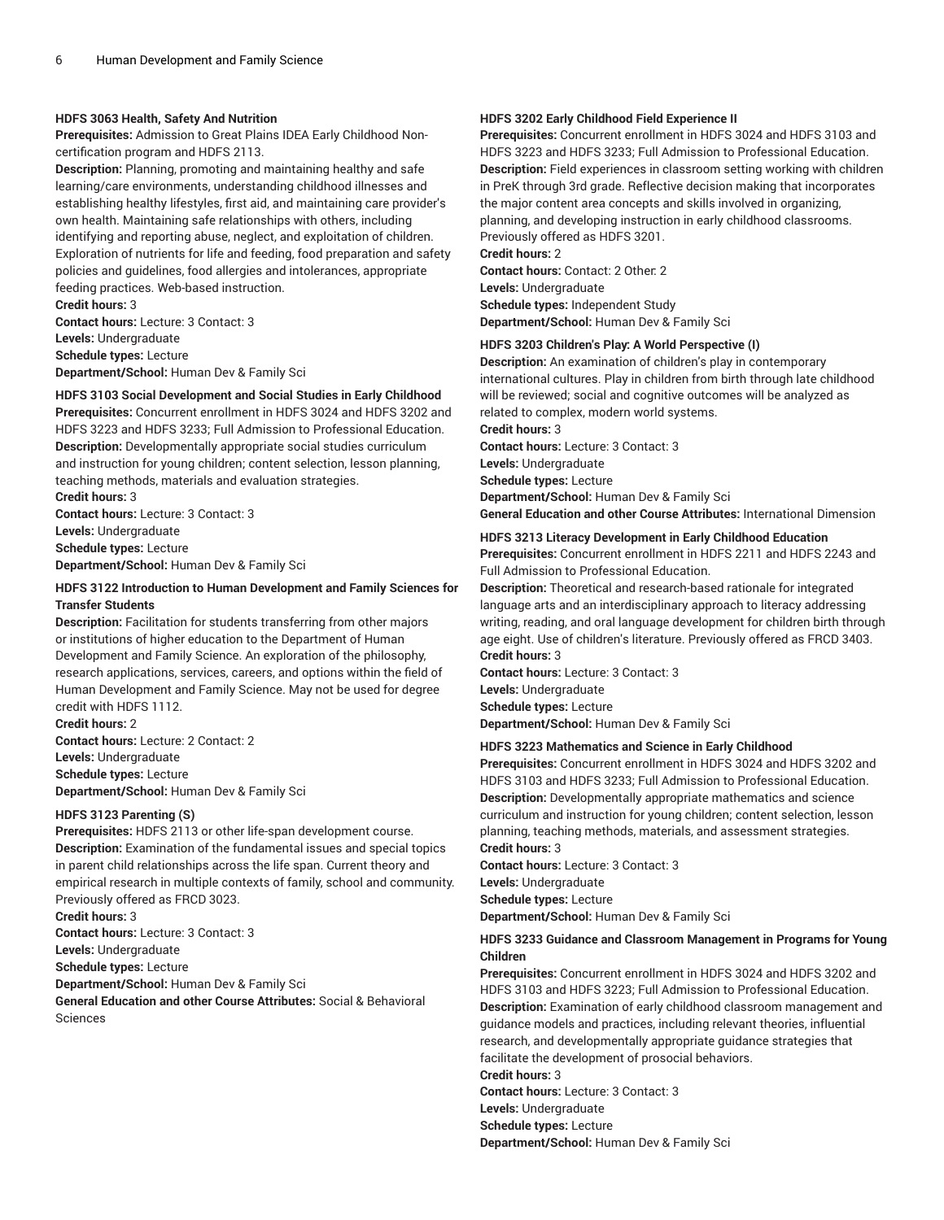#### HDFS 3063 Health, Safety And Nutrition

**Prerequisites:** Admission to Great Plains IDEA Early Childhood Non-certification program and HDFS 2113.

**Description:** Planning, promoting and maintaining healthy and safe learning/care environments, understanding childhood illnesses and establishing healthy lifestyles, first aid, and maintaining care provider's own health. Maintaining safe relationships with others, including identifying and reporting abuse, neglect, and exploitation of children. Exploration of nutrients for life and feeding, food preparation and safety policies and guidelines, food allergies and intolerances, appropriate feeding practices. Web-based instruction.

**Credit hours:** 3

**Contact hours:** Lecture: 3 Contact: 3

**Levels:** Undergraduate

**Schedule types:** Lecture

**Department/School:** Human Dev & Family Sci

#### HDFS 3103 Social Development and Social Studies in Early Childhood

**Prerequisites:** Concurrent enrollment in HDFS 3024 and HDFS 3202 and HDFS 3223 and HDFS 3233; Full Admission to Professional Education.

**Description:** Developmentally appropriate social studies curriculum and instruction for young children; content selection, lesson planning, teaching methods, materials and evaluation strategies.

**Credit hours:** 3

**Contact hours:** Lecture: 3 Contact: 3

**Levels:** Undergraduate

**Schedule types:** Lecture

**Department/School:** Human Dev & Family Sci

#### HDFS 3122 Introduction to Human Development and Family Sciences for Transfer Students

**Description:** Facilitation for students transferring from other majors or institutions of higher education to the Department of Human Development and Family Science. An exploration of the philosophy, research applications, services, careers, and options within the field of Human Development and Family Science. May not be used for degree credit with HDFS 1112.

**Credit hours:** 2

**Contact hours:** Lecture: 2 Contact: 2

**Levels:** Undergraduate

**Schedule types:** Lecture

**Department/School:** Human Dev & Family Sci

#### HDFS 3123 Parenting (S)

**Prerequisites:** HDFS 2113 or other life-span development course.

**Description:** Examination of the fundamental issues and special topics in parent child relationships across the life span. Current theory and empirical research in multiple contexts of family, school and community. Previously offered as FRCD 3023.

**Credit hours:** 3

**Contact hours:** Lecture: 3 Contact: 3

**Levels:** Undergraduate

**Schedule types:** Lecture

**Department/School:** Human Dev & Family Sci

**General Education and other Course Attributes:** Social & Behavioral Sciences

#### HDFS 3202 Early Childhood Field Experience II

**Prerequisites:** Concurrent enrollment in HDFS 3024 and HDFS 3103 and HDFS 3223 and HDFS 3233; Full Admission to Professional Education.

**Description:** Field experiences in classroom setting working with children in PreK through 3rd grade. Reflective decision making that incorporates the major content area concepts and skills involved in organizing, planning, and developing instruction in early childhood classrooms. Previously offered as HDFS 3201.

**Credit hours:** 2

**Contact hours:** Contact: 2 Other: 2

**Levels:** Undergraduate

**Schedule types:** Independent Study

**Department/School:** Human Dev & Family Sci

#### HDFS 3203 Children's Play: A World Perspective (I)

**Description:** An examination of children's play in contemporary international cultures. Play in children from birth through late childhood will be reviewed; social and cognitive outcomes will be analyzed as related to complex, modern world systems.

**Credit hours:** 3

**Contact hours:** Lecture: 3 Contact: 3

**Levels:** Undergraduate

**Schedule types:** Lecture

**Department/School:** Human Dev & Family Sci

**General Education and other Course Attributes:** International Dimension

#### HDFS 3213 Literacy Development in Early Childhood Education

**Prerequisites:** Concurrent enrollment in HDFS 2211 and HDFS 2243 and Full Admission to Professional Education.

**Description:** Theoretical and research-based rationale for integrated language arts and an interdisciplinary approach to literacy addressing writing, reading, and oral language development for children birth through age eight. Use of children's literature. Previously offered as FRCD 3403.

**Credit hours:** 3

**Contact hours:** Lecture: 3 Contact: 3

**Levels:** Undergraduate

**Schedule types:** Lecture

**Department/School:** Human Dev & Family Sci

#### HDFS 3223 Mathematics and Science in Early Childhood

**Prerequisites:** Concurrent enrollment in HDFS 3024 and HDFS 3202 and HDFS 3103 and HDFS 3233; Full Admission to Professional Education.

**Description:** Developmentally appropriate mathematics and science curriculum and instruction for young children; content selection, lesson planning, teaching methods, materials, and assessment strategies.

**Credit hours:** 3

**Contact hours:** Lecture: 3 Contact: 3

**Levels:** Undergraduate

**Schedule types:** Lecture

**Department/School:** Human Dev & Family Sci

#### HDFS 3233 Guidance and Classroom Management in Programs for Young Children

**Prerequisites:** Concurrent enrollment in HDFS 3024 and HDFS 3202 and HDFS 3103 and HDFS 3223; Full Admission to Professional Education.

**Description:** Examination of early childhood classroom management and guidance models and practices, including relevant theories, influential research, and developmentally appropriate guidance strategies that facilitate the development of prosocial behaviors.

**Credit hours:** 3

**Contact hours:** Lecture: 3 Contact: 3

**Levels:** Undergraduate

**Schedule types:** Lecture

**Department/School:** Human Dev & Family Sci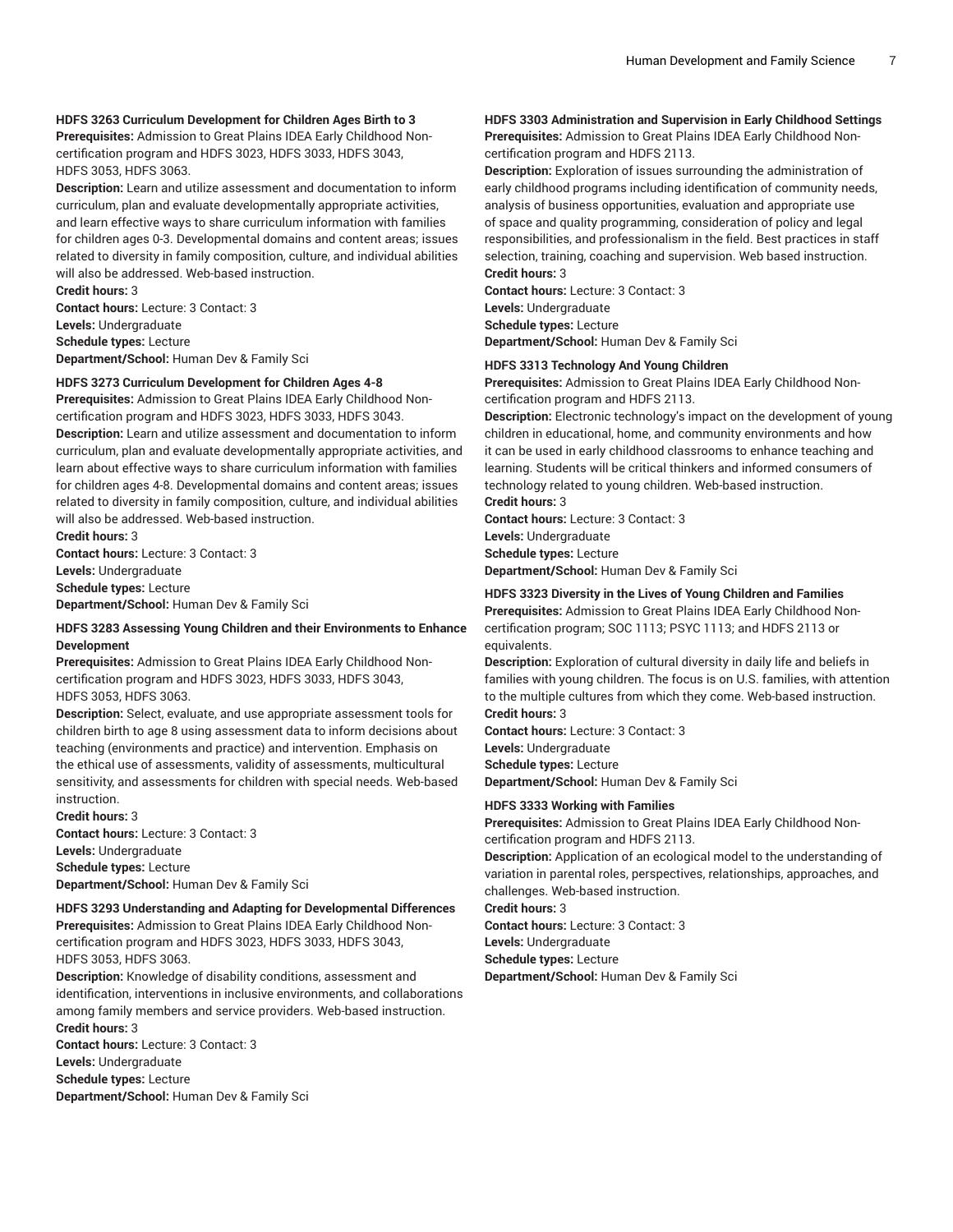**HDFS 3263 Curriculum Development for Children Ages Birth to 3**
**Prerequisites:** Admission to Great Plains IDEA Early Childhood Non-certification program and HDFS 3023, HDFS 3033, HDFS 3043, HDFS 3053, HDFS 3063.
**Description:** Learn and utilize assessment and documentation to inform curriculum, plan and evaluate developmentally appropriate activities, and learn effective ways to share curriculum information with families for children ages 0-3. Developmental domains and content areas; issues related to diversity in family composition, culture, and individual abilities will also be addressed. Web-based instruction.
**Credit hours:** 3
**Contact hours:** Lecture: 3 Contact: 3
**Levels:** Undergraduate
**Schedule types:** Lecture
**Department/School:** Human Dev & Family Sci

**HDFS 3273 Curriculum Development for Children Ages 4-8**
**Prerequisites:** Admission to Great Plains IDEA Early Childhood Non-certification program and HDFS 3023, HDFS 3033, HDFS 3043.
**Description:** Learn and utilize assessment and documentation to inform curriculum, plan and evaluate developmentally appropriate activities, and learn about effective ways to share curriculum information with families for children ages 4-8. Developmental domains and content areas; issues related to diversity in family composition, culture, and individual abilities will also be addressed. Web-based instruction.
**Credit hours:** 3
**Contact hours:** Lecture: 3 Contact: 3
**Levels:** Undergraduate
**Schedule types:** Lecture
**Department/School:** Human Dev & Family Sci

**HDFS 3283 Assessing Young Children and their Environments to Enhance Development**
**Prerequisites:** Admission to Great Plains IDEA Early Childhood Non-certification program and HDFS 3023, HDFS 3033, HDFS 3043, HDFS 3053, HDFS 3063.
**Description:** Select, evaluate, and use appropriate assessment tools for children birth to age 8 using assessment data to inform decisions about teaching (environments and practice) and intervention. Emphasis on the ethical use of assessments, validity of assessments, multicultural sensitivity, and assessments for children with special needs. Web-based instruction.
**Credit hours:** 3
**Contact hours:** Lecture: 3 Contact: 3
**Levels:** Undergraduate
**Schedule types:** Lecture
**Department/School:** Human Dev & Family Sci

**HDFS 3293 Understanding and Adapting for Developmental Differences**
**Prerequisites:** Admission to Great Plains IDEA Early Childhood Non-certification program and HDFS 3023, HDFS 3033, HDFS 3043, HDFS 3053, HDFS 3063.
**Description:** Knowledge of disability conditions, assessment and identification, interventions in inclusive environments, and collaborations among family members and service providers. Web-based instruction.
**Credit hours:** 3
**Contact hours:** Lecture: 3 Contact: 3
**Levels:** Undergraduate
**Schedule types:** Lecture
**Department/School:** Human Dev & Family Sci

**HDFS 3303 Administration and Supervision in Early Childhood Settings**
**Prerequisites:** Admission to Great Plains IDEA Early Childhood Non-certification program and HDFS 2113.
**Description:** Exploration of issues surrounding the administration of early childhood programs including identification of community needs, analysis of business opportunities, evaluation and appropriate use of space and quality programming, consideration of policy and legal responsibilities, and professionalism in the field. Best practices in staff selection, training, coaching and supervision. Web based instruction.
**Credit hours:** 3
**Contact hours:** Lecture: 3 Contact: 3
**Levels:** Undergraduate
**Schedule types:** Lecture
**Department/School:** Human Dev & Family Sci

**HDFS 3313 Technology And Young Children**
**Prerequisites:** Admission to Great Plains IDEA Early Childhood Non-certification program and HDFS 2113.
**Description:** Electronic technology's impact on the development of young children in educational, home, and community environments and how it can be used in early childhood classrooms to enhance teaching and learning. Students will be critical thinkers and informed consumers of technology related to young children. Web-based instruction.
**Credit hours:** 3
**Contact hours:** Lecture: 3 Contact: 3
**Levels:** Undergraduate
**Schedule types:** Lecture
**Department/School:** Human Dev & Family Sci

**HDFS 3323 Diversity in the Lives of Young Children and Families**
**Prerequisites:** Admission to Great Plains IDEA Early Childhood Non-certification program; SOC 1113; PSYC 1113; and HDFS 2113 or equivalents.
**Description:** Exploration of cultural diversity in daily life and beliefs in families with young children. The focus is on U.S. families, with attention to the multiple cultures from which they come. Web-based instruction.
**Credit hours:** 3
**Contact hours:** Lecture: 3 Contact: 3
**Levels:** Undergraduate
**Schedule types:** Lecture
**Department/School:** Human Dev & Family Sci

**HDFS 3333 Working with Families**
**Prerequisites:** Admission to Great Plains IDEA Early Childhood Non-certification program and HDFS 2113.
**Description:** Application of an ecological model to the understanding of variation in parental roles, perspectives, relationships, approaches, and challenges. Web-based instruction.
**Credit hours:** 3
**Contact hours:** Lecture: 3 Contact: 3
**Levels:** Undergraduate
**Schedule types:** Lecture
**Department/School:** Human Dev & Family Sci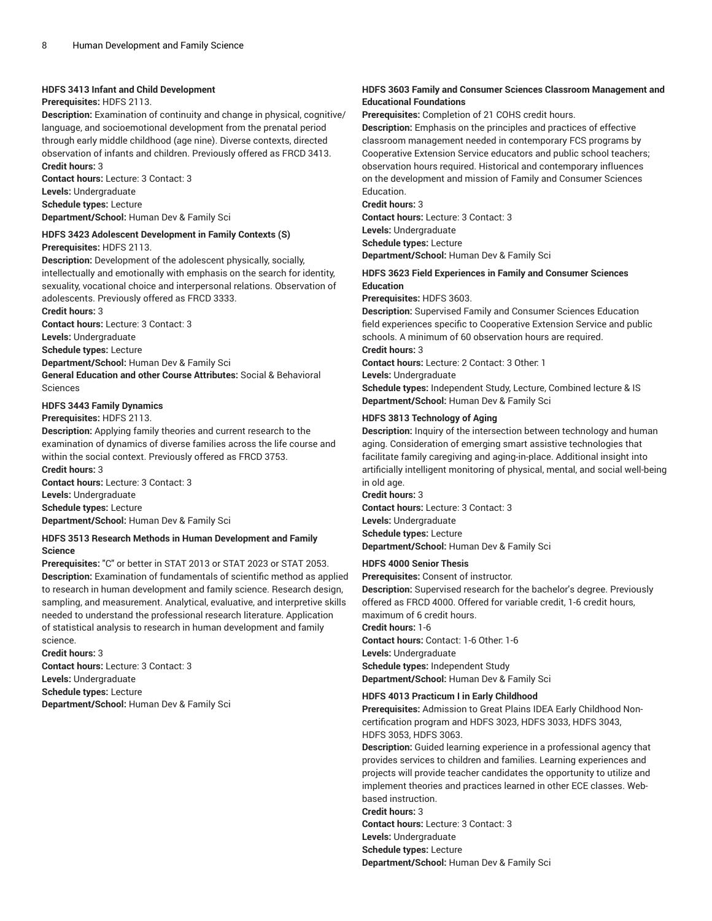#### HDFS 3413 Infant and Child Development

**Prerequisites:** HDFS 2113.
**Description:** Examination of continuity and change in physical, cognitive/language, and socioemotional development from the prenatal period through early middle childhood (age nine). Diverse contexts, directed observation of infants and children. Previously offered as FRCD 3413.
**Credit hours:** 3
**Contact hours:** Lecture: 3 Contact: 3
**Levels:** Undergraduate
**Schedule types:** Lecture
**Department/School:** Human Dev & Family Sci

#### HDFS 3423 Adolescent Development in Family Contexts (S)

**Prerequisites:** HDFS 2113.
**Description:** Development of the adolescent physically, socially, intellectually and emotionally with emphasis on the search for identity, sexuality, vocational choice and interpersonal relations. Observation of adolescents. Previously offered as FRCD 3333.
**Credit hours:** 3
**Contact hours:** Lecture: 3 Contact: 3
**Levels:** Undergraduate
**Schedule types:** Lecture
**Department/School:** Human Dev & Family Sci
**General Education and other Course Attributes:** Social & Behavioral Sciences

#### HDFS 3443 Family Dynamics

**Prerequisites:** HDFS 2113.
**Description:** Applying family theories and current research to the examination of dynamics of diverse families across the life course and within the social context. Previously offered as FRCD 3753.
**Credit hours:** 3
**Contact hours:** Lecture: 3 Contact: 3
**Levels:** Undergraduate
**Schedule types:** Lecture
**Department/School:** Human Dev & Family Sci

#### HDFS 3513 Research Methods in Human Development and Family Science

**Prerequisites:** "C" or better in STAT 2013 or STAT 2023 or STAT 2053.
**Description:** Examination of fundamentals of scientific method as applied to research in human development and family science. Research design, sampling, and measurement. Analytical, evaluative, and interpretive skills needed to understand the professional research literature. Application of statistical analysis to research in human development and family science.
**Credit hours:** 3
**Contact hours:** Lecture: 3 Contact: 3
**Levels:** Undergraduate
**Schedule types:** Lecture
**Department/School:** Human Dev & Family Sci

#### HDFS 3603 Family and Consumer Sciences Classroom Management and Educational Foundations

**Prerequisites:** Completion of 21 COHS credit hours.
**Description:** Emphasis on the principles and practices of effective classroom management needed in contemporary FCS programs by Cooperative Extension Service educators and public school teachers; observation hours required. Historical and contemporary influences on the development and mission of Family and Consumer Sciences Education.
**Credit hours:** 3
**Contact hours:** Lecture: 3 Contact: 3
**Levels:** Undergraduate
**Schedule types:** Lecture
**Department/School:** Human Dev & Family Sci

#### HDFS 3623 Field Experiences in Family and Consumer Sciences Education

**Prerequisites:** HDFS 3603.
**Description:** Supervised Family and Consumer Sciences Education field experiences specific to Cooperative Extension Service and public schools. A minimum of 60 observation hours are required.
**Credit hours:** 3
**Contact hours:** Lecture: 2 Contact: 3 Other: 1
**Levels:** Undergraduate
**Schedule types:** Independent Study, Lecture, Combined lecture & IS
**Department/School:** Human Dev & Family Sci

#### HDFS 3813 Technology of Aging

**Description:** Inquiry of the intersection between technology and human aging. Consideration of emerging smart assistive technologies that facilitate family caregiving and aging-in-place. Additional insight into artificially intelligent monitoring of physical, mental, and social well-being in old age.
**Credit hours:** 3
**Contact hours:** Lecture: 3 Contact: 3
**Levels:** Undergraduate
**Schedule types:** Lecture
**Department/School:** Human Dev & Family Sci

#### HDFS 4000 Senior Thesis

**Prerequisites:** Consent of instructor.
**Description:** Supervised research for the bachelor's degree. Previously offered as FRCD 4000. Offered for variable credit, 1-6 credit hours, maximum of 6 credit hours.
**Credit hours:** 1-6
**Contact hours:** Contact: 1-6 Other: 1-6
**Levels:** Undergraduate
**Schedule types:** Independent Study
**Department/School:** Human Dev & Family Sci

#### HDFS 4013 Practicum I in Early Childhood

**Prerequisites:** Admission to Great Plains IDEA Early Childhood Non-certification program and HDFS 3023, HDFS 3033, HDFS 3043, HDFS 3053, HDFS 3063.
**Description:** Guided learning experience in a professional agency that provides services to children and families. Learning experiences and projects will provide teacher candidates the opportunity to utilize and implement theories and practices learned in other ECE classes. Web-based instruction.
**Credit hours:** 3
**Contact hours:** Lecture: 3 Contact: 3
**Levels:** Undergraduate
**Schedule types:** Lecture
**Department/School:** Human Dev & Family Sci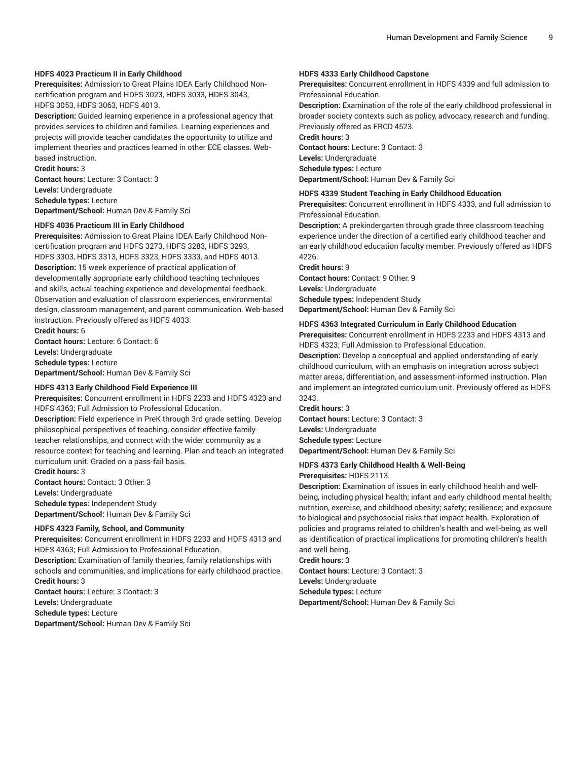**HDFS 4023 Practicum II in Early Childhood**

**Prerequisites:** Admission to Great Plains IDEA Early Childhood Non-certification program and HDFS 3023, HDFS 3033, HDFS 3043, HDFS 3053, HDFS 3063, HDFS 4013.

**Description:** Guided learning experience in a professional agency that provides services to children and families. Learning experiences and projects will provide teacher candidates the opportunity to utilize and implement theories and practices learned in other ECE classes. Web-based instruction.

**Credit hours:** 3

**Contact hours:** Lecture: 3 Contact: 3

**Levels:** Undergraduate

**Schedule types:** Lecture

**Department/School:** Human Dev & Family Sci

**HDFS 4036 Practicum III in Early Childhood**

**Prerequisites:** Admission to Great Plains IDEA Early Childhood Non-certification program and HDFS 3273, HDFS 3283, HDFS 3293, HDFS 3303, HDFS 3313, HDFS 3323, HDFS 3333, and HDFS 4013.

**Description:** 15 week experience of practical application of developmentally appropriate early childhood teaching techniques and skills, actual teaching experience and developmental feedback. Observation and evaluation of classroom experiences, environmental design, classroom management, and parent communication. Web-based instruction. Previously offered as HDFS 4033.

**Credit hours:** 6

**Contact hours:** Lecture: 6 Contact: 6

**Levels:** Undergraduate

**Schedule types:** Lecture

**Department/School:** Human Dev & Family Sci

**HDFS 4313 Early Childhood Field Experience III**

**Prerequisites:** Concurrent enrollment in HDFS 2233 and HDFS 4323 and HDFS 4363; Full Admission to Professional Education.

**Description:** Field experience in PreK through 3rd grade setting. Develop philosophical perspectives of teaching, consider effective family-teacher relationships, and connect with the wider community as a resource context for teaching and learning. Plan and teach an integrated curriculum unit. Graded on a pass-fail basis.

**Credit hours:** 3

**Contact hours:** Contact: 3 Other: 3

**Levels:** Undergraduate

**Schedule types:** Independent Study

**Department/School:** Human Dev & Family Sci

**HDFS 4323 Family, School, and Community**

**Prerequisites:** Concurrent enrollment in HDFS 2233 and HDFS 4313 and HDFS 4363; Full Admission to Professional Education.

**Description:** Examination of family theories, family relationships with schools and communities, and implications for early childhood practice.

**Credit hours:** 3

**Contact hours:** Lecture: 3 Contact: 3

**Levels:** Undergraduate

**Schedule types:** Lecture

**Department/School:** Human Dev & Family Sci

**HDFS 4333 Early Childhood Capstone**

**Prerequisites:** Concurrent enrollment in HDFS 4339 and full admission to Professional Education.

**Description:** Examination of the role of the early childhood professional in broader society contexts such as policy, advocacy, research and funding. Previously offered as FRCD 4523.

**Credit hours:** 3

**Contact hours:** Lecture: 3 Contact: 3

**Levels:** Undergraduate

**Schedule types:** Lecture

**Department/School:** Human Dev & Family Sci

**HDFS 4339 Student Teaching in Early Childhood Education**

**Prerequisites:** Concurrent enrollment in HDFS 4333, and full admission to Professional Education.

**Description:** A prekindergarten through grade three classroom teaching experience under the direction of a certified early childhood teacher and an early childhood education faculty member. Previously offered as HDFS 4226.

**Credit hours:** 9

**Contact hours:** Contact: 9 Other: 9

**Levels:** Undergraduate

**Schedule types:** Independent Study

**Department/School:** Human Dev & Family Sci

**HDFS 4363 Integrated Curriculum in Early Childhood Education**

**Prerequisites:** Concurrent enrollment in HDFS 2233 and HDFS 4313 and HDFS 4323; Full Admission to Professional Education.

**Description:** Develop a conceptual and applied understanding of early childhood curriculum, with an emphasis on integration across subject matter areas, differentiation, and assessment-informed instruction. Plan and implement an integrated curriculum unit. Previously offered as HDFS 3243.

**Credit hours:** 3

**Contact hours:** Lecture: 3 Contact: 3

**Levels:** Undergraduate

**Schedule types:** Lecture

**Department/School:** Human Dev & Family Sci

**HDFS 4373 Early Childhood Health & Well-Being**

**Prerequisites:** HDFS 2113.

**Description:** Examination of issues in early childhood health and well-being, including physical health; infant and early childhood mental health; nutrition, exercise, and childhood obesity; safety; resilience; and exposure to biological and psychosocial risks that impact health. Exploration of policies and programs related to children's health and well-being, as well as identification of practical implications for promoting children's health and well-being.

**Credit hours:** 3

**Contact hours:** Lecture: 3 Contact: 3

**Levels:** Undergraduate

**Schedule types:** Lecture

**Department/School:** Human Dev & Family Sci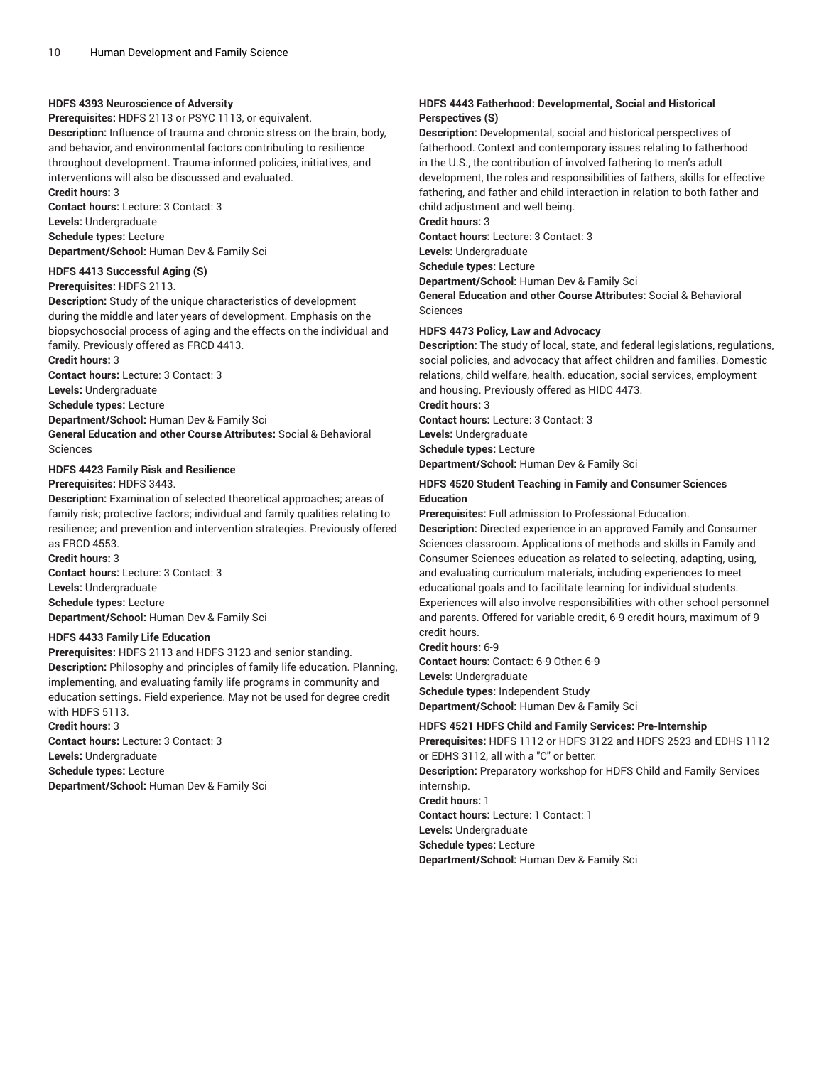**HDFS 4393 Neuroscience of Adversity**

**Prerequisites:** HDFS 2113 or PSYC 1113, or equivalent.

**Description:** Influence of trauma and chronic stress on the brain, body, and behavior, and environmental factors contributing to resilience throughout development. Trauma-informed policies, initiatives, and interventions will also be discussed and evaluated.

**Credit hours:** 3

**Contact hours:** Lecture: 3 Contact: 3

**Levels:** Undergraduate

**Schedule types:** Lecture

**Department/School:** Human Dev & Family Sci

**HDFS 4413 Successful Aging (S)**

**Prerequisites:** HDFS 2113.

**Description:** Study of the unique characteristics of development during the middle and later years of development. Emphasis on the biopsychosocial process of aging and the effects on the individual and family. Previously offered as FRCD 4413.

**Credit hours:** 3

**Contact hours:** Lecture: 3 Contact: 3

**Levels:** Undergraduate

**Schedule types:** Lecture

**Department/School:** Human Dev & Family Sci

**General Education and other Course Attributes:** Social & Behavioral Sciences

**HDFS 4423 Family Risk and Resilience**

**Prerequisites:** HDFS 3443.

**Description:** Examination of selected theoretical approaches; areas of family risk; protective factors; individual and family qualities relating to resilience; and prevention and intervention strategies. Previously offered as FRCD 4553.

**Credit hours:** 3

**Contact hours:** Lecture: 3 Contact: 3

**Levels:** Undergraduate

**Schedule types:** Lecture

**Department/School:** Human Dev & Family Sci

**HDFS 4433 Family Life Education**

**Prerequisites:** HDFS 2113 and HDFS 3123 and senior standing.

**Description:** Philosophy and principles of family life education. Planning, implementing, and evaluating family life programs in community and education settings. Field experience. May not be used for degree credit with HDFS 5113.

**Credit hours:** 3

**Contact hours:** Lecture: 3 Contact: 3

**Levels:** Undergraduate

**Schedule types:** Lecture

**Department/School:** Human Dev & Family Sci

**HDFS 4443 Fatherhood: Developmental, Social and Historical Perspectives (S)**

**Description:** Developmental, social and historical perspectives of fatherhood. Context and contemporary issues relating to fatherhood in the U.S., the contribution of involved fathering to men's adult development, the roles and responsibilities of fathers, skills for effective fathering, and father and child interaction in relation to both father and child adjustment and well being.

**Credit hours:** 3

**Contact hours:** Lecture: 3 Contact: 3

**Levels:** Undergraduate

**Schedule types:** Lecture

**Department/School:** Human Dev & Family Sci

**General Education and other Course Attributes:** Social & Behavioral Sciences

**HDFS 4473 Policy, Law and Advocacy**

**Description:** The study of local, state, and federal legislations, regulations, social policies, and advocacy that affect children and families. Domestic relations, child welfare, health, education, social services, employment and housing. Previously offered as HIDC 4473.

**Credit hours:** 3

**Contact hours:** Lecture: 3 Contact: 3

**Levels:** Undergraduate

**Schedule types:** Lecture

**Department/School:** Human Dev & Family Sci

**HDFS 4520 Student Teaching in Family and Consumer Sciences Education**

**Prerequisites:** Full admission to Professional Education.

**Description:** Directed experience in an approved Family and Consumer Sciences classroom. Applications of methods and skills in Family and Consumer Sciences education as related to selecting, adapting, using, and evaluating curriculum materials, including experiences to meet educational goals and to facilitate learning for individual students. Experiences will also involve responsibilities with other school personnel and parents. Offered for variable credit, 6-9 credit hours, maximum of 9 credit hours.

**Credit hours:** 6-9

**Contact hours:** Contact: 6-9 Other: 6-9

**Levels:** Undergraduate

**Schedule types:** Independent Study

**Department/School:** Human Dev & Family Sci

**HDFS 4521 HDFS Child and Family Services: Pre-Internship**

**Prerequisites:** HDFS 1112 or HDFS 3122 and HDFS 2523 and EDHS 1112 or EDHS 3112, all with a "C" or better.

**Description:** Preparatory workshop for HDFS Child and Family Services internship.

**Credit hours:** 1

**Contact hours:** Lecture: 1 Contact: 1

**Levels:** Undergraduate

**Schedule types:** Lecture

**Department/School:** Human Dev & Family Sci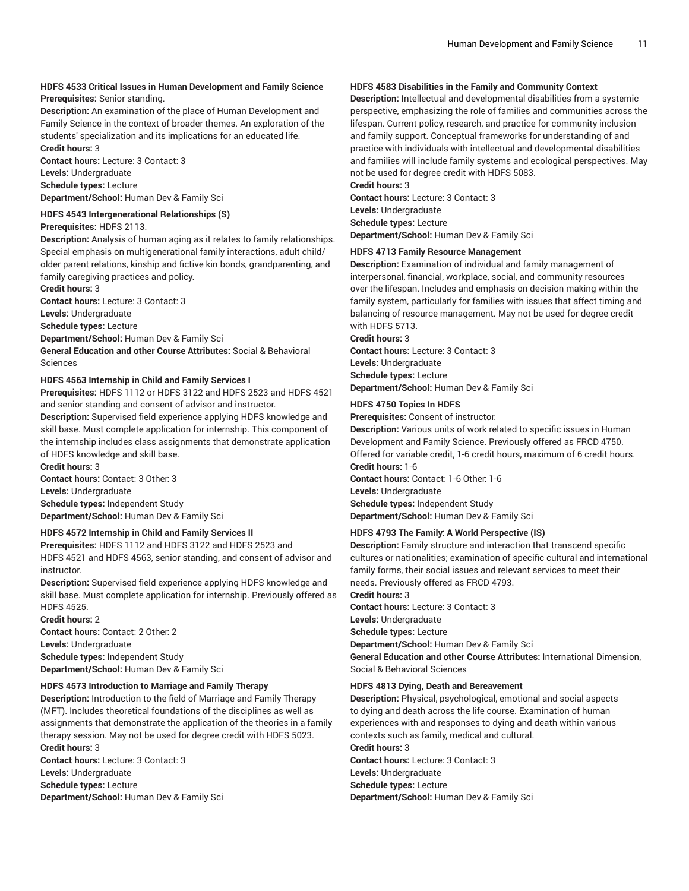**HDFS 4533 Critical Issues in Human Development and Family Science**

**Prerequisites:** Senior standing.

**Description:** An examination of the place of Human Development and Family Science in the context of broader themes. An exploration of the students' specialization and its implications for an educated life.

**Credit hours:** 3

**Contact hours:** Lecture: 3 Contact: 3

**Levels:** Undergraduate

**Schedule types:** Lecture

**Department/School:** Human Dev & Family Sci

**HDFS 4543 Intergenerational Relationships (S)**

**Prerequisites:** HDFS 2113.

**Description:** Analysis of human aging as it relates to family relationships. Special emphasis on multigenerational family interactions, adult child/older parent relations, kinship and fictive kin bonds, grandparenting, and family caregiving practices and policy.

**Credit hours:** 3

**Contact hours:** Lecture: 3 Contact: 3

**Levels:** Undergraduate

**Schedule types:** Lecture

**Department/School:** Human Dev & Family Sci

**General Education and other Course Attributes:** Social & Behavioral Sciences

**HDFS 4563 Internship in Child and Family Services I**

**Prerequisites:** HDFS 1112 or HDFS 3122 and HDFS 2523 and HDFS 4521 and senior standing and consent of advisor and instructor.

**Description:** Supervised field experience applying HDFS knowledge and skill base. Must complete application for internship. This component of the internship includes class assignments that demonstrate application of HDFS knowledge and skill base.

**Credit hours:** 3

**Contact hours:** Contact: 3 Other: 3

**Levels:** Undergraduate

**Schedule types:** Independent Study

**Department/School:** Human Dev & Family Sci

**HDFS 4572 Internship in Child and Family Services II**

**Prerequisites:** HDFS 1112 and HDFS 3122 and HDFS 2523 and HDFS 4521 and HDFS 4563, senior standing, and consent of advisor and instructor.

**Description:** Supervised field experience applying HDFS knowledge and skill base. Must complete application for internship. Previously offered as HDFS 4525.

**Credit hours:** 2

**Contact hours:** Contact: 2 Other: 2

**Levels:** Undergraduate

**Schedule types:** Independent Study

**Department/School:** Human Dev & Family Sci

**HDFS 4573 Introduction to Marriage and Family Therapy**

**Description:** Introduction to the field of Marriage and Family Therapy (MFT). Includes theoretical foundations of the disciplines as well as assignments that demonstrate the application of the theories in a family therapy session. May not be used for degree credit with HDFS 5023.

**Credit hours:** 3

**Contact hours:** Lecture: 3 Contact: 3

**Levels:** Undergraduate

**Schedule types:** Lecture

**Department/School:** Human Dev & Family Sci

**HDFS 4583 Disabilities in the Family and Community Context**

**Description:** Intellectual and developmental disabilities from a systemic perspective, emphasizing the role of families and communities across the lifespan. Current policy, research, and practice for community inclusion and family support. Conceptual frameworks for understanding of and practice with individuals with intellectual and developmental disabilities and families will include family systems and ecological perspectives. May not be used for degree credit with HDFS 5083.

**Credit hours:** 3

**Contact hours:** Lecture: 3 Contact: 3

**Levels:** Undergraduate

**Schedule types:** Lecture

**Department/School:** Human Dev & Family Sci

**HDFS 4713 Family Resource Management**

**Description:** Examination of individual and family management of interpersonal, financial, workplace, social, and community resources over the lifespan. Includes and emphasis on decision making within the family system, particularly for families with issues that affect timing and balancing of resource management. May not be used for degree credit with HDFS 5713.

**Credit hours:** 3

**Contact hours:** Lecture: 3 Contact: 3

**Levels:** Undergraduate

**Schedule types:** Lecture

**Department/School:** Human Dev & Family Sci

**HDFS 4750 Topics In HDFS**

**Prerequisites:** Consent of instructor.

**Description:** Various units of work related to specific issues in Human Development and Family Science. Previously offered as FRCD 4750. Offered for variable credit, 1-6 credit hours, maximum of 6 credit hours.

**Credit hours:** 1-6

**Contact hours:** Contact: 1-6 Other: 1-6

**Levels:** Undergraduate

**Schedule types:** Independent Study

**Department/School:** Human Dev & Family Sci

**HDFS 4793 The Family: A World Perspective (IS)**

**Description:** Family structure and interaction that transcend specific cultures or nationalities; examination of specific cultural and international family forms, their social issues and relevant services to meet their needs. Previously offered as FRCD 4793.

**Credit hours:** 3

**Contact hours:** Lecture: 3 Contact: 3

**Levels:** Undergraduate

**Schedule types:** Lecture

**Department/School:** Human Dev & Family Sci

**General Education and other Course Attributes:** International Dimension, Social & Behavioral Sciences

**HDFS 4813 Dying, Death and Bereavement**

**Description:** Physical, psychological, emotional and social aspects to dying and death across the life course. Examination of human experiences with and responses to dying and death within various contexts such as family, medical and cultural.

**Credit hours:** 3

**Contact hours:** Lecture: 3 Contact: 3

**Levels:** Undergraduate

**Schedule types:** Lecture

**Department/School:** Human Dev & Family Sci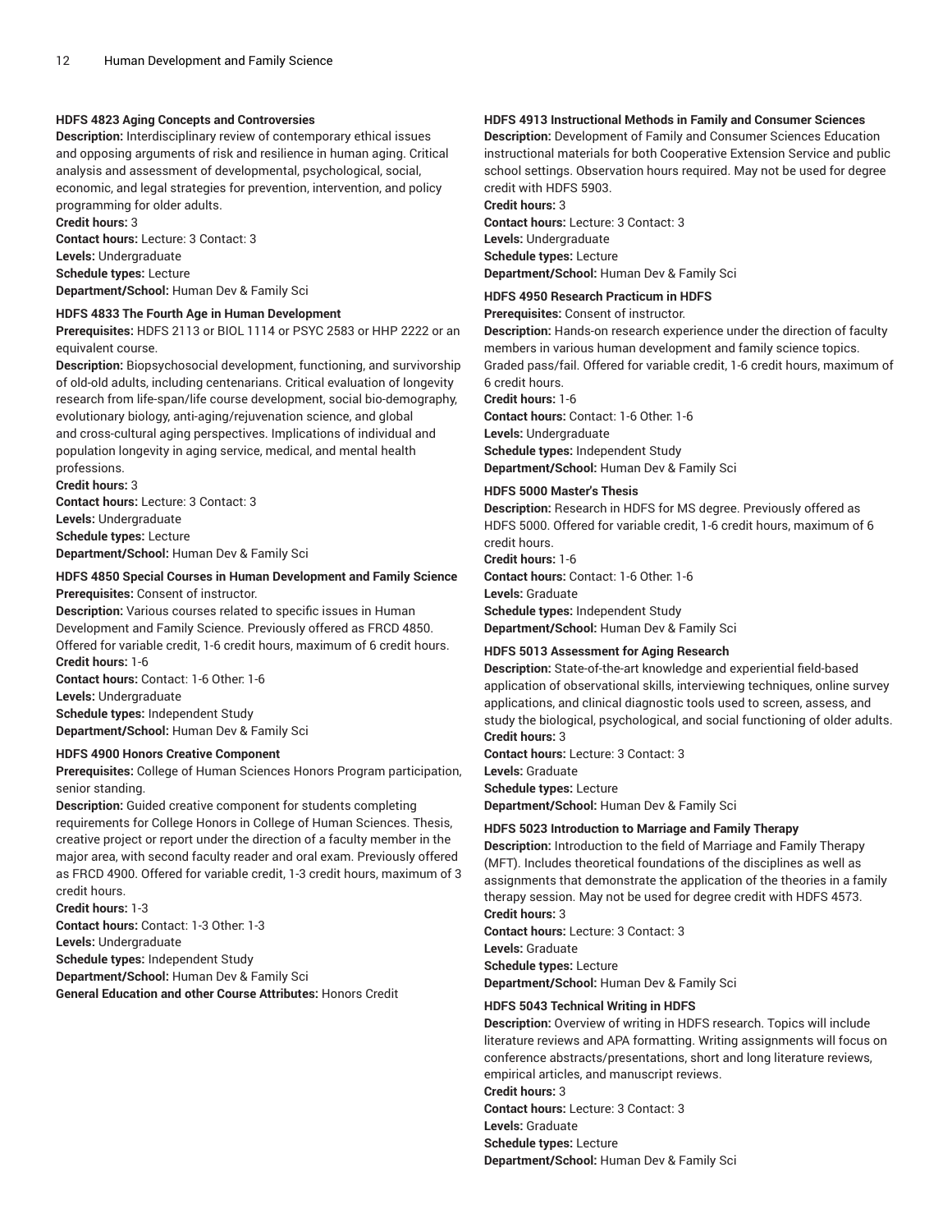### HDFS 4823 Aging Concepts and Controversies

**Description:** Interdisciplinary review of contemporary ethical issues and opposing arguments of risk and resilience in human aging. Critical analysis and assessment of developmental, psychological, social, economic, and legal strategies for prevention, intervention, and policy programming for older adults.
**Credit hours:** 3
**Contact hours:** Lecture: 3 Contact: 3
**Levels:** Undergraduate
**Schedule types:** Lecture
**Department/School:** Human Dev & Family Sci

### HDFS 4833 The Fourth Age in Human Development

**Prerequisites:** HDFS 2113 or BIOL 1114 or PSYC 2583 or HHP 2222 or an equivalent course.
**Description:** Biopsychosocial development, functioning, and survivorship of old-old adults, including centenarians. Critical evaluation of longevity research from life-span/life course development, social bio-demography, evolutionary biology, anti-aging/rejuvenation science, and global and cross-cultural aging perspectives. Implications of individual and population longevity in aging service, medical, and mental health professions.
**Credit hours:** 3
**Contact hours:** Lecture: 3 Contact: 3
**Levels:** Undergraduate
**Schedule types:** Lecture
**Department/School:** Human Dev & Family Sci

### HDFS 4850 Special Courses in Human Development and Family Science

**Prerequisites:** Consent of instructor.
**Description:** Various courses related to specific issues in Human Development and Family Science. Previously offered as FRCD 4850. Offered for variable credit, 1-6 credit hours, maximum of 6 credit hours.
**Credit hours:** 1-6
**Contact hours:** Contact: 1-6 Other: 1-6
**Levels:** Undergraduate
**Schedule types:** Independent Study
**Department/School:** Human Dev & Family Sci

### HDFS 4900 Honors Creative Component

**Prerequisites:** College of Human Sciences Honors Program participation, senior standing.
**Description:** Guided creative component for students completing requirements for College Honors in College of Human Sciences. Thesis, creative project or report under the direction of a faculty member in the major area, with second faculty reader and oral exam. Previously offered as FRCD 4900. Offered for variable credit, 1-3 credit hours, maximum of 3 credit hours.
**Credit hours:** 1-3
**Contact hours:** Contact: 1-3 Other: 1-3
**Levels:** Undergraduate
**Schedule types:** Independent Study
**Department/School:** Human Dev & Family Sci
**General Education and other Course Attributes:** Honors Credit

### HDFS 4913 Instructional Methods in Family and Consumer Sciences

**Description:** Development of Family and Consumer Sciences Education instructional materials for both Cooperative Extension Service and public school settings. Observation hours required. May not be used for degree credit with HDFS 5903.
**Credit hours:** 3
**Contact hours:** Lecture: 3 Contact: 3
**Levels:** Undergraduate
**Schedule types:** Lecture
**Department/School:** Human Dev & Family Sci

### HDFS 4950 Research Practicum in HDFS

**Prerequisites:** Consent of instructor.
**Description:** Hands-on research experience under the direction of faculty members in various human development and family science topics. Graded pass/fail. Offered for variable credit, 1-6 credit hours, maximum of 6 credit hours.
**Credit hours:** 1-6
**Contact hours:** Contact: 1-6 Other: 1-6
**Levels:** Undergraduate
**Schedule types:** Independent Study
**Department/School:** Human Dev & Family Sci

### HDFS 5000 Master's Thesis

**Description:** Research in HDFS for MS degree. Previously offered as HDFS 5000. Offered for variable credit, 1-6 credit hours, maximum of 6 credit hours.
**Credit hours:** 1-6
**Contact hours:** Contact: 1-6 Other: 1-6
**Levels:** Graduate
**Schedule types:** Independent Study
**Department/School:** Human Dev & Family Sci

### HDFS 5013 Assessment for Aging Research

**Description:** State-of-the-art knowledge and experiential field-based application of observational skills, interviewing techniques, online survey applications, and clinical diagnostic tools used to screen, assess, and study the biological, psychological, and social functioning of older adults.
**Credit hours:** 3
**Contact hours:** Lecture: 3 Contact: 3
**Levels:** Graduate
**Schedule types:** Lecture
**Department/School:** Human Dev & Family Sci

### HDFS 5023 Introduction to Marriage and Family Therapy

**Description:** Introduction to the field of Marriage and Family Therapy (MFT). Includes theoretical foundations of the disciplines as well as assignments that demonstrate the application of the theories in a family therapy session. May not be used for degree credit with HDFS 4573.
**Credit hours:** 3
**Contact hours:** Lecture: 3 Contact: 3
**Levels:** Graduate
**Schedule types:** Lecture
**Department/School:** Human Dev & Family Sci

### HDFS 5043 Technical Writing in HDFS

**Description:** Overview of writing in HDFS research. Topics will include literature reviews and APA formatting. Writing assignments will focus on conference abstracts/presentations, short and long literature reviews, empirical articles, and manuscript reviews.
**Credit hours:** 3
**Contact hours:** Lecture: 3 Contact: 3
**Levels:** Graduate
**Schedule types:** Lecture
**Department/School:** Human Dev & Family Sci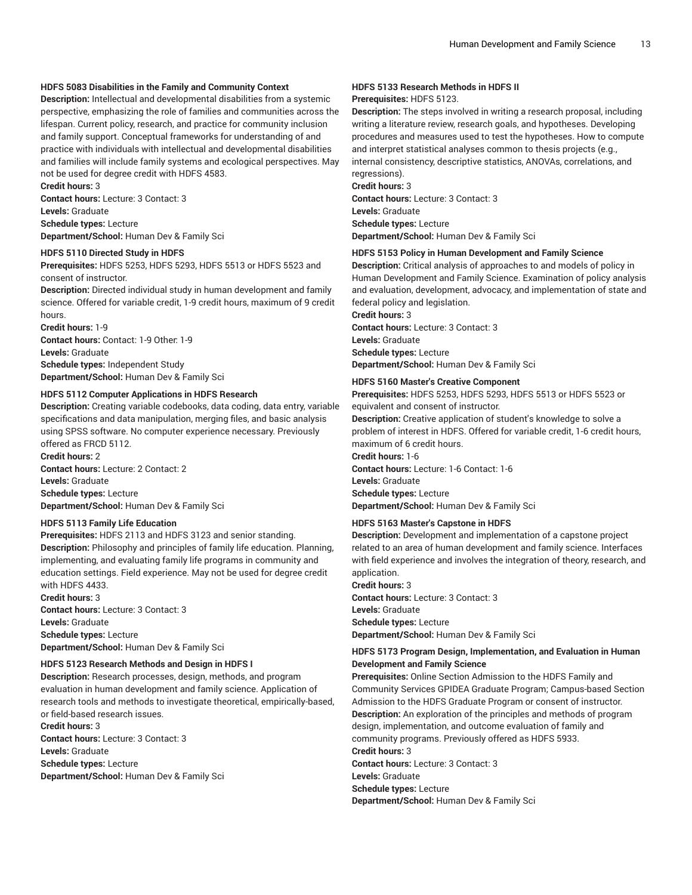#### HDFS 5083 Disabilities in the Family and Community Context

**Description:** Intellectual and developmental disabilities from a systemic perspective, emphasizing the role of families and communities across the lifespan. Current policy, research, and practice for community inclusion and family support. Conceptual frameworks for understanding of and practice with individuals with intellectual and developmental disabilities and families will include family systems and ecological perspectives. May not be used for degree credit with HDFS 4583.
**Credit hours:** 3
**Contact hours:** Lecture: 3 Contact: 3
**Levels:** Graduate
**Schedule types:** Lecture
**Department/School:** Human Dev & Family Sci

#### HDFS 5110 Directed Study in HDFS

**Prerequisites:** HDFS 5253, HDFS 5293, HDFS 5513 or HDFS 5523 and consent of instructor.
**Description:** Directed individual study in human development and family science. Offered for variable credit, 1-9 credit hours, maximum of 9 credit hours.
**Credit hours:** 1-9
**Contact hours:** Contact: 1-9 Other: 1-9
**Levels:** Graduate
**Schedule types:** Independent Study
**Department/School:** Human Dev & Family Sci

#### HDFS 5112 Computer Applications in HDFS Research

**Description:** Creating variable codebooks, data coding, data entry, variable specifications and data manipulation, merging files, and basic analysis using SPSS software. No computer experience necessary. Previously offered as FRCD 5112.
**Credit hours:** 2
**Contact hours:** Lecture: 2 Contact: 2
**Levels:** Graduate
**Schedule types:** Lecture
**Department/School:** Human Dev & Family Sci

#### HDFS 5113 Family Life Education

**Prerequisites:** HDFS 2113 and HDFS 3123 and senior standing.
**Description:** Philosophy and principles of family life education. Planning, implementing, and evaluating family life programs in community and education settings. Field experience. May not be used for degree credit with HDFS 4433.
**Credit hours:** 3
**Contact hours:** Lecture: 3 Contact: 3
**Levels:** Graduate
**Schedule types:** Lecture
**Department/School:** Human Dev & Family Sci

#### HDFS 5123 Research Methods and Design in HDFS I

**Description:** Research processes, design, methods, and program evaluation in human development and family science. Application of research tools and methods to investigate theoretical, empirically-based, or field-based research issues.
**Credit hours:** 3
**Contact hours:** Lecture: 3 Contact: 3
**Levels:** Graduate
**Schedule types:** Lecture
**Department/School:** Human Dev & Family Sci

#### HDFS 5133 Research Methods in HDFS II

**Prerequisites:** HDFS 5123.
**Description:** The steps involved in writing a research proposal, including writing a literature review, research goals, and hypotheses. Developing procedures and measures used to test the hypotheses. How to compute and interpret statistical analyses common to thesis projects (e.g., internal consistency, descriptive statistics, ANOVAs, correlations, and regressions).
**Credit hours:** 3
**Contact hours:** Lecture: 3 Contact: 3
**Levels:** Graduate
**Schedule types:** Lecture
**Department/School:** Human Dev & Family Sci

#### HDFS 5153 Policy in Human Development and Family Science

**Description:** Critical analysis of approaches to and models of policy in Human Development and Family Science. Examination of policy analysis and evaluation, development, advocacy, and implementation of state and federal policy and legislation.
**Credit hours:** 3
**Contact hours:** Lecture: 3 Contact: 3
**Levels:** Graduate
**Schedule types:** Lecture
**Department/School:** Human Dev & Family Sci

#### HDFS 5160 Master's Creative Component

**Prerequisites:** HDFS 5253, HDFS 5293, HDFS 5513 or HDFS 5523 or equivalent and consent of instructor.
**Description:** Creative application of student's knowledge to solve a problem of interest in HDFS. Offered for variable credit, 1-6 credit hours, maximum of 6 credit hours.
**Credit hours:** 1-6
**Contact hours:** Lecture: 1-6 Contact: 1-6
**Levels:** Graduate
**Schedule types:** Lecture
**Department/School:** Human Dev & Family Sci

#### HDFS 5163 Master's Capstone in HDFS

**Description:** Development and implementation of a capstone project related to an area of human development and family science. Interfaces with field experience and involves the integration of theory, research, and application.
**Credit hours:** 3
**Contact hours:** Lecture: 3 Contact: 3
**Levels:** Graduate
**Schedule types:** Lecture
**Department/School:** Human Dev & Family Sci

#### HDFS 5173 Program Design, Implementation, and Evaluation in Human Development and Family Science

**Prerequisites:** Online Section Admission to the HDFS Family and Community Services GPIDEA Graduate Program; Campus-based Section Admission to the HDFS Graduate Program or consent of instructor.
**Description:** An exploration of the principles and methods of program design, implementation, and outcome evaluation of family and community programs. Previously offered as HDFS 5933.
**Credit hours:** 3
**Contact hours:** Lecture: 3 Contact: 3
**Levels:** Graduate
**Schedule types:** Lecture
**Department/School:** Human Dev & Family Sci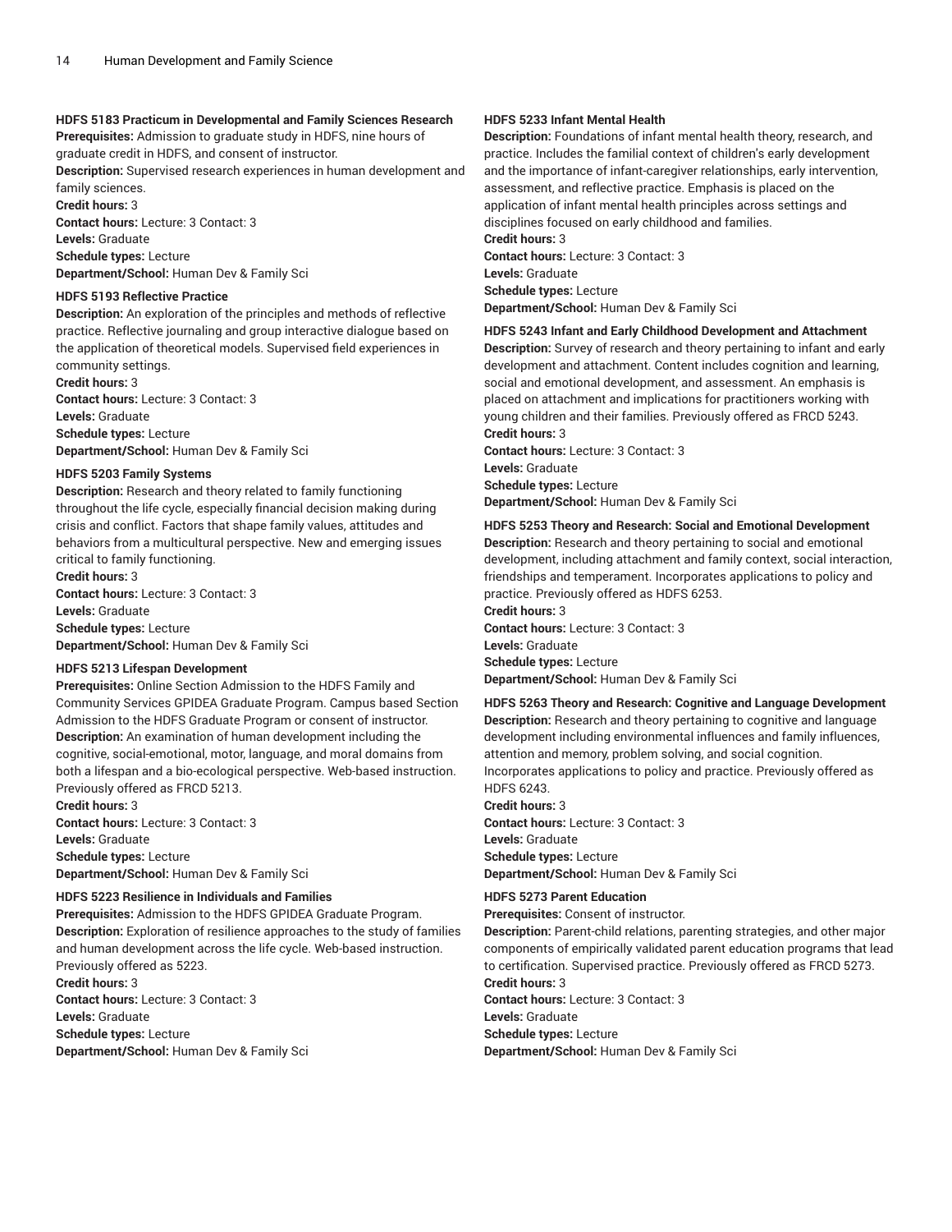### HDFS 5183 Practicum in Developmental and Family Sciences Research

**Prerequisites:** Admission to graduate study in HDFS, nine hours of graduate credit in HDFS, and consent of instructor.
**Description:** Supervised research experiences in human development and family sciences.
**Credit hours:** 3
**Contact hours:** Lecture: 3 Contact: 3
**Levels:** Graduate
**Schedule types:** Lecture
**Department/School:** Human Dev & Family Sci

### HDFS 5193 Reflective Practice

**Description:** An exploration of the principles and methods of reflective practice. Reflective journaling and group interactive dialogue based on the application of theoretical models. Supervised field experiences in community settings.
**Credit hours:** 3
**Contact hours:** Lecture: 3 Contact: 3
**Levels:** Graduate
**Schedule types:** Lecture
**Department/School:** Human Dev & Family Sci

### HDFS 5203 Family Systems

**Description:** Research and theory related to family functioning throughout the life cycle, especially financial decision making during crisis and conflict. Factors that shape family values, attitudes and behaviors from a multicultural perspective. New and emerging issues critical to family functioning.
**Credit hours:** 3
**Contact hours:** Lecture: 3 Contact: 3
**Levels:** Graduate
**Schedule types:** Lecture
**Department/School:** Human Dev & Family Sci

### HDFS 5213 Lifespan Development

**Prerequisites:** Online Section Admission to the HDFS Family and Community Services GPIDEA Graduate Program. Campus based Section Admission to the HDFS Graduate Program or consent of instructor.
**Description:** An examination of human development including the cognitive, social-emotional, motor, language, and moral domains from both a lifespan and a bio-ecological perspective. Web-based instruction. Previously offered as FRCD 5213.
**Credit hours:** 3
**Contact hours:** Lecture: 3 Contact: 3
**Levels:** Graduate
**Schedule types:** Lecture
**Department/School:** Human Dev & Family Sci

### HDFS 5223 Resilience in Individuals and Families

**Prerequisites:** Admission to the HDFS GPIDEA Graduate Program.
**Description:** Exploration of resilience approaches to the study of families and human development across the life cycle. Web-based instruction. Previously offered as 5223.
**Credit hours:** 3
**Contact hours:** Lecture: 3 Contact: 3
**Levels:** Graduate
**Schedule types:** Lecture
**Department/School:** Human Dev & Family Sci

### HDFS 5233 Infant Mental Health

**Description:** Foundations of infant mental health theory, research, and practice. Includes the familial context of children's early development and the importance of infant-caregiver relationships, early intervention, assessment, and reflective practice. Emphasis is placed on the application of infant mental health principles across settings and disciplines focused on early childhood and families.
**Credit hours:** 3
**Contact hours:** Lecture: 3 Contact: 3
**Levels:** Graduate
**Schedule types:** Lecture
**Department/School:** Human Dev & Family Sci

### HDFS 5243 Infant and Early Childhood Development and Attachment

**Description:** Survey of research and theory pertaining to infant and early development and attachment. Content includes cognition and learning, social and emotional development, and assessment. An emphasis is placed on attachment and implications for practitioners working with young children and their families. Previously offered as FRCD 5243.
**Credit hours:** 3
**Contact hours:** Lecture: 3 Contact: 3
**Levels:** Graduate
**Schedule types:** Lecture
**Department/School:** Human Dev & Family Sci

### HDFS 5253 Theory and Research: Social and Emotional Development

**Description:** Research and theory pertaining to social and emotional development, including attachment and family context, social interaction, friendships and temperament. Incorporates applications to policy and practice. Previously offered as HDFS 6253.
**Credit hours:** 3
**Contact hours:** Lecture: 3 Contact: 3
**Levels:** Graduate
**Schedule types:** Lecture
**Department/School:** Human Dev & Family Sci

### HDFS 5263 Theory and Research: Cognitive and Language Development

**Description:** Research and theory pertaining to cognitive and language development including environmental influences and family influences, attention and memory, problem solving, and social cognition. Incorporates applications to policy and practice. Previously offered as HDFS 6243.
**Credit hours:** 3
**Contact hours:** Lecture: 3 Contact: 3
**Levels:** Graduate
**Schedule types:** Lecture
**Department/School:** Human Dev & Family Sci

### HDFS 5273 Parent Education

**Prerequisites:** Consent of instructor.
**Description:** Parent-child relations, parenting strategies, and other major components of empirically validated parent education programs that lead to certification. Supervised practice. Previously offered as FRCD 5273.
**Credit hours:** 3
**Contact hours:** Lecture: 3 Contact: 3
**Levels:** Graduate
**Schedule types:** Lecture
**Department/School:** Human Dev & Family Sci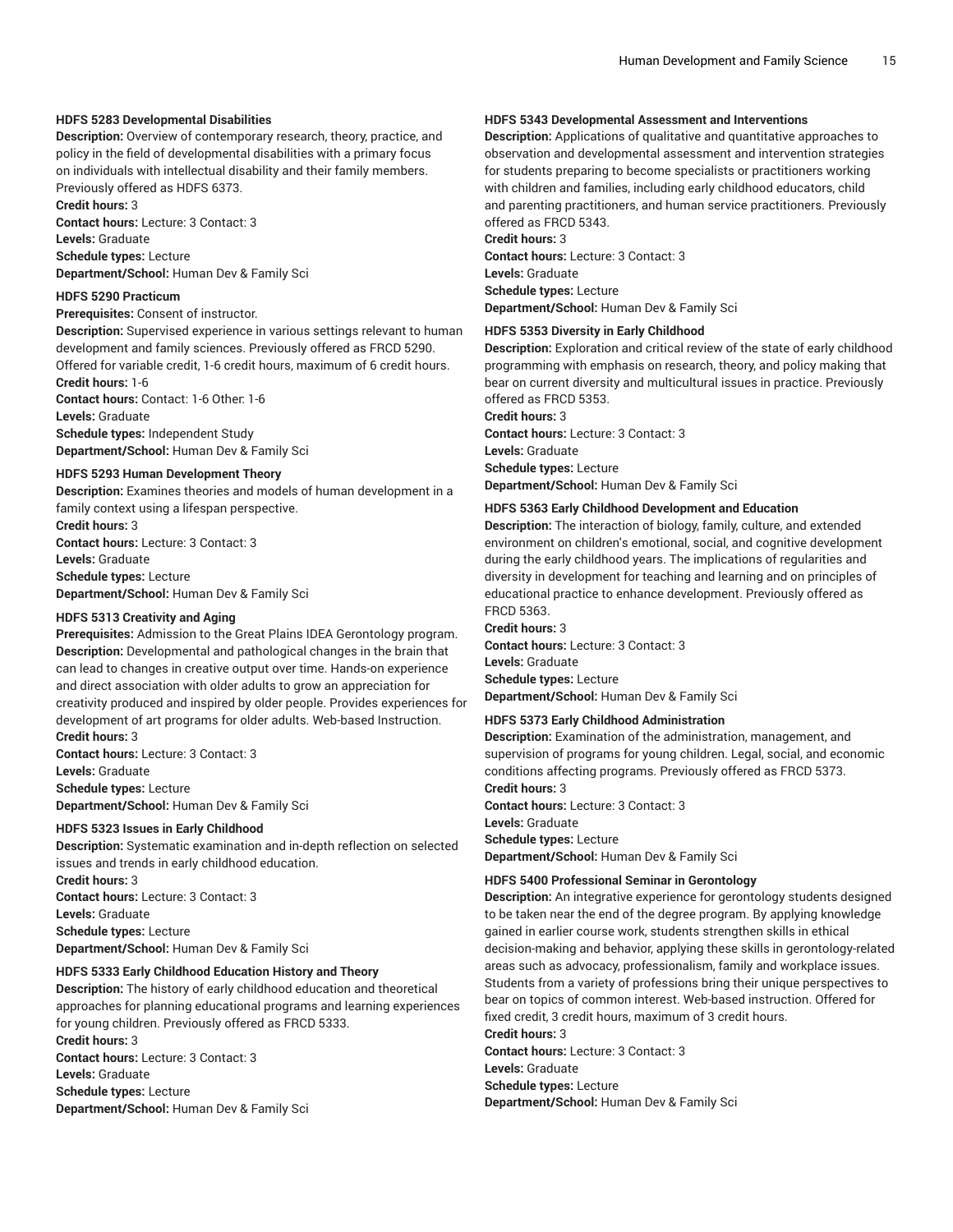**HDFS 5283 Developmental Disabilities**

**Description:** Overview of contemporary research, theory, practice, and policy in the field of developmental disabilities with a primary focus on individuals with intellectual disability and their family members. Previously offered as HDFS 6373.

**Credit hours:** 3

**Contact hours:** Lecture: 3 Contact: 3

**Levels:** Graduate

**Schedule types:** Lecture

**Department/School:** Human Dev & Family Sci

**HDFS 5290 Practicum**

**Prerequisites:** Consent of instructor.

**Description:** Supervised experience in various settings relevant to human development and family sciences. Previously offered as FRCD 5290. Offered for variable credit, 1-6 credit hours, maximum of 6 credit hours.

**Credit hours:** 1-6

**Contact hours:** Contact: 1-6 Other: 1-6

**Levels:** Graduate

**Schedule types:** Independent Study

**Department/School:** Human Dev & Family Sci

**HDFS 5293 Human Development Theory**

**Description:** Examines theories and models of human development in a family context using a lifespan perspective.

**Credit hours:** 3

**Contact hours:** Lecture: 3 Contact: 3

**Levels:** Graduate

**Schedule types:** Lecture

**Department/School:** Human Dev & Family Sci

**HDFS 5313 Creativity and Aging**

**Prerequisites:** Admission to the Great Plains IDEA Gerontology program.

**Description:** Developmental and pathological changes in the brain that can lead to changes in creative output over time. Hands-on experience and direct association with older adults to grow an appreciation for creativity produced and inspired by older people. Provides experiences for development of art programs for older adults. Web-based Instruction.

**Credit hours:** 3

**Contact hours:** Lecture: 3 Contact: 3

**Levels:** Graduate

**Schedule types:** Lecture

**Department/School:** Human Dev & Family Sci

**HDFS 5323 Issues in Early Childhood**

**Description:** Systematic examination and in-depth reflection on selected issues and trends in early childhood education.

**Credit hours:** 3

**Contact hours:** Lecture: 3 Contact: 3

**Levels:** Graduate

**Schedule types:** Lecture

**Department/School:** Human Dev & Family Sci

**HDFS 5333 Early Childhood Education History and Theory**

**Description:** The history of early childhood education and theoretical approaches for planning educational programs and learning experiences for young children. Previously offered as FRCD 5333.

**Credit hours:** 3

**Contact hours:** Lecture: 3 Contact: 3

**Levels:** Graduate

**Schedule types:** Lecture

**Department/School:** Human Dev & Family Sci

**HDFS 5343 Developmental Assessment and Interventions**

**Description:** Applications of qualitative and quantitative approaches to observation and developmental assessment and intervention strategies for students preparing to become specialists or practitioners working with children and families, including early childhood educators, child and parenting practitioners, and human service practitioners. Previously offered as FRCD 5343.

**Credit hours:** 3

**Contact hours:** Lecture: 3 Contact: 3

**Levels:** Graduate

**Schedule types:** Lecture

**Department/School:** Human Dev & Family Sci

**HDFS 5353 Diversity in Early Childhood**

**Description:** Exploration and critical review of the state of early childhood programming with emphasis on research, theory, and policy making that bear on current diversity and multicultural issues in practice. Previously offered as FRCD 5353.

**Credit hours:** 3

**Contact hours:** Lecture: 3 Contact: 3

**Levels:** Graduate

**Schedule types:** Lecture

**Department/School:** Human Dev & Family Sci

**HDFS 5363 Early Childhood Development and Education**

**Description:** The interaction of biology, family, culture, and extended environment on children's emotional, social, and cognitive development during the early childhood years. The implications of regularities and diversity in development for teaching and learning and on principles of educational practice to enhance development. Previously offered as FRCD 5363.

**Credit hours:** 3

**Contact hours:** Lecture: 3 Contact: 3

**Levels:** Graduate

**Schedule types:** Lecture

**Department/School:** Human Dev & Family Sci

**HDFS 5373 Early Childhood Administration**

**Description:** Examination of the administration, management, and supervision of programs for young children. Legal, social, and economic conditions affecting programs. Previously offered as FRCD 5373.

**Credit hours:** 3

**Contact hours:** Lecture: 3 Contact: 3

**Levels:** Graduate

**Schedule types:** Lecture

**Department/School:** Human Dev & Family Sci

**HDFS 5400 Professional Seminar in Gerontology**

**Description:** An integrative experience for gerontology students designed to be taken near the end of the degree program. By applying knowledge gained in earlier course work, students strengthen skills in ethical decision-making and behavior, applying these skills in gerontology-related areas such as advocacy, professionalism, family and workplace issues. Students from a variety of professions bring their unique perspectives to bear on topics of common interest. Web-based instruction. Offered for fixed credit, 3 credit hours, maximum of 3 credit hours.

**Credit hours:** 3

**Contact hours:** Lecture: 3 Contact: 3

**Levels:** Graduate

**Schedule types:** Lecture

**Department/School:** Human Dev & Family Sci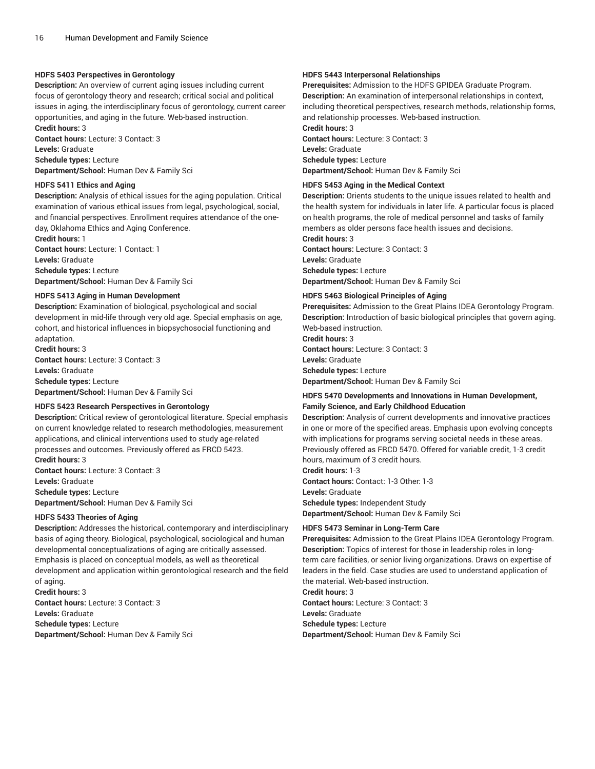#### HDFS 5403 Perspectives in Gerontology

**Description:** An overview of current aging issues including current focus of gerontology theory and research; critical social and political issues in aging, the interdisciplinary focus of gerontology, current career opportunities, and aging in the future. Web-based instruction.
**Credit hours:** 3
**Contact hours:** Lecture: 3 Contact: 3
**Levels:** Graduate
**Schedule types:** Lecture
**Department/School:** Human Dev & Family Sci

#### HDFS 5411 Ethics and Aging

**Description:** Analysis of ethical issues for the aging population. Critical examination of various ethical issues from legal, psychological, social, and financial perspectives. Enrollment requires attendance of the one-day, Oklahoma Ethics and Aging Conference.
**Credit hours:** 1
**Contact hours:** Lecture: 1 Contact: 1
**Levels:** Graduate
**Schedule types:** Lecture
**Department/School:** Human Dev & Family Sci

#### HDFS 5413 Aging in Human Development

**Description:** Examination of biological, psychological and social development in mid-life through very old age. Special emphasis on age, cohort, and historical influences in biopsychosocial functioning and adaptation.
**Credit hours:** 3
**Contact hours:** Lecture: 3 Contact: 3
**Levels:** Graduate
**Schedule types:** Lecture
**Department/School:** Human Dev & Family Sci

#### HDFS 5423 Research Perspectives in Gerontology

**Description:** Critical review of gerontological literature. Special emphasis on current knowledge related to research methodologies, measurement applications, and clinical interventions used to study age-related processes and outcomes. Previously offered as FRCD 5423.
**Credit hours:** 3
**Contact hours:** Lecture: 3 Contact: 3
**Levels:** Graduate
**Schedule types:** Lecture
**Department/School:** Human Dev & Family Sci

#### HDFS 5433 Theories of Aging

**Description:** Addresses the historical, contemporary and interdisciplinary basis of aging theory. Biological, psychological, sociological and human developmental conceptualizations of aging are critically assessed. Emphasis is placed on conceptual models, as well as theoretical development and application within gerontological research and the field of aging.
**Credit hours:** 3
**Contact hours:** Lecture: 3 Contact: 3
**Levels:** Graduate
**Schedule types:** Lecture
**Department/School:** Human Dev & Family Sci

#### HDFS 5443 Interpersonal Relationships

**Prerequisites:** Admission to the HDFS GPIDEA Graduate Program.
**Description:** An examination of interpersonal relationships in context, including theoretical perspectives, research methods, relationship forms, and relationship processes. Web-based instruction.
**Credit hours:** 3
**Contact hours:** Lecture: 3 Contact: 3
**Levels:** Graduate
**Schedule types:** Lecture
**Department/School:** Human Dev & Family Sci

#### HDFS 5453 Aging in the Medical Context

**Description:** Orients students to the unique issues related to health and the health system for individuals in later life. A particular focus is placed on health programs, the role of medical personnel and tasks of family members as older persons face health issues and decisions.
**Credit hours:** 3
**Contact hours:** Lecture: 3 Contact: 3
**Levels:** Graduate
**Schedule types:** Lecture
**Department/School:** Human Dev & Family Sci

#### HDFS 5463 Biological Principles of Aging

**Prerequisites:** Admission to the Great Plains IDEA Gerontology Program.
**Description:** Introduction of basic biological principles that govern aging. Web-based instruction.
**Credit hours:** 3
**Contact hours:** Lecture: 3 Contact: 3
**Levels:** Graduate
**Schedule types:** Lecture
**Department/School:** Human Dev & Family Sci

#### HDFS 5470 Developments and Innovations in Human Development, Family Science, and Early Childhood Education

**Description:** Analysis of current developments and innovative practices in one or more of the specified areas. Emphasis upon evolving concepts with implications for programs serving societal needs in these areas. Previously offered as FRCD 5470. Offered for variable credit, 1-3 credit hours, maximum of 3 credit hours.
**Credit hours:** 1-3
**Contact hours:** Contact: 1-3 Other: 1-3
**Levels:** Graduate
**Schedule types:** Independent Study
**Department/School:** Human Dev & Family Sci

#### HDFS 5473 Seminar in Long-Term Care

**Prerequisites:** Admission to the Great Plains IDEA Gerontology Program.
**Description:** Topics of interest for those in leadership roles in long-term care facilities, or senior living organizations. Draws on expertise of leaders in the field. Case studies are used to understand application of the material. Web-based instruction.
**Credit hours:** 3
**Contact hours:** Lecture: 3 Contact: 3
**Levels:** Graduate
**Schedule types:** Lecture
**Department/School:** Human Dev & Family Sci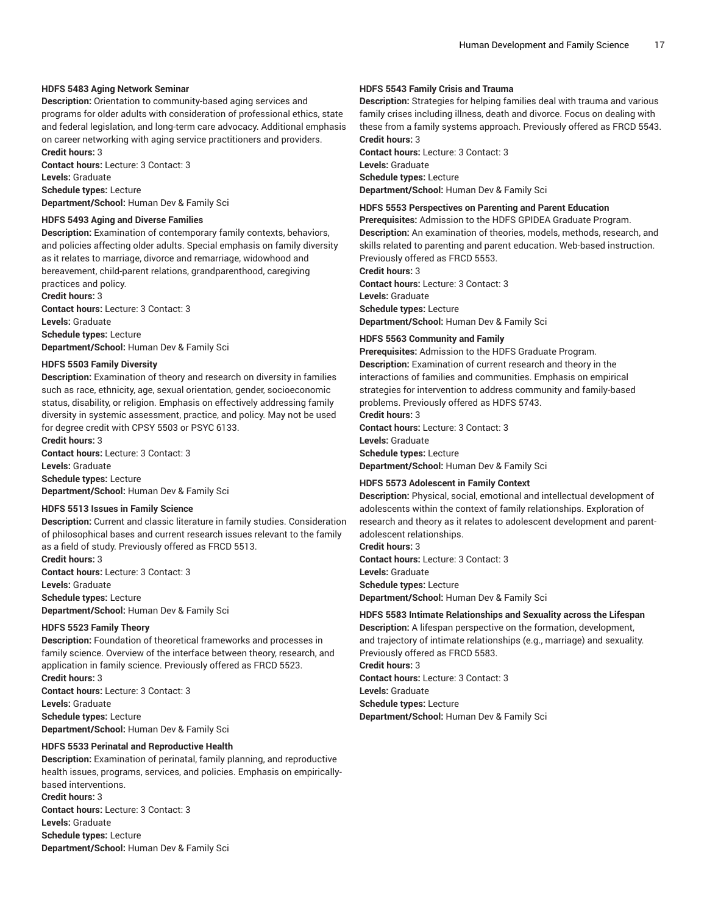**HDFS 5483 Aging Network Seminar**

**Description:** Orientation to community-based aging services and programs for older adults with consideration of professional ethics, state and federal legislation, and long-term care advocacy. Additional emphasis on career networking with aging service practitioners and providers.

**Credit hours:** 3

**Contact hours:** Lecture: 3 Contact: 3

**Levels:** Graduate

**Schedule types:** Lecture

**Department/School:** Human Dev & Family Sci

**HDFS 5493 Aging and Diverse Families**

**Description:** Examination of contemporary family contexts, behaviors, and policies affecting older adults. Special emphasis on family diversity as it relates to marriage, divorce and remarriage, widowhood and bereavement, child-parent relations, grandparenthood, caregiving practices and policy.

**Credit hours:** 3

**Contact hours:** Lecture: 3 Contact: 3

**Levels:** Graduate

**Schedule types:** Lecture

**Department/School:** Human Dev & Family Sci

**HDFS 5503 Family Diversity**

**Description:** Examination of theory and research on diversity in families such as race, ethnicity, age, sexual orientation, gender, socioeconomic status, disability, or religion. Emphasis on effectively addressing family diversity in systemic assessment, practice, and policy. May not be used for degree credit with CPSY 5503 or PSYC 6133.

**Credit hours:** 3

**Contact hours:** Lecture: 3 Contact: 3

**Levels:** Graduate

**Schedule types:** Lecture

**Department/School:** Human Dev & Family Sci

**HDFS 5513 Issues in Family Science**

**Description:** Current and classic literature in family studies. Consideration of philosophical bases and current research issues relevant to the family as a field of study. Previously offered as FRCD 5513.

**Credit hours:** 3

**Contact hours:** Lecture: 3 Contact: 3

**Levels:** Graduate

**Schedule types:** Lecture

**Department/School:** Human Dev & Family Sci

**HDFS 5523 Family Theory**

**Description:** Foundation of theoretical frameworks and processes in family science. Overview of the interface between theory, research, and application in family science. Previously offered as FRCD 5523.

**Credit hours:** 3

**Contact hours:** Lecture: 3 Contact: 3

**Levels:** Graduate

**Schedule types:** Lecture

**Department/School:** Human Dev & Family Sci

**HDFS 5533 Perinatal and Reproductive Health**

**Description:** Examination of perinatal, family planning, and reproductive health issues, programs, services, and policies. Emphasis on empirically-based interventions.

**Credit hours:** 3

**Contact hours:** Lecture: 3 Contact: 3

**Levels:** Graduate

**Schedule types:** Lecture

**Department/School:** Human Dev & Family Sci

**HDFS 5543 Family Crisis and Trauma**

**Description:** Strategies for helping families deal with trauma and various family crises including illness, death and divorce. Focus on dealing with these from a family systems approach. Previously offered as FRCD 5543.

**Credit hours:** 3

**Contact hours:** Lecture: 3 Contact: 3

**Levels:** Graduate

**Schedule types:** Lecture

**Department/School:** Human Dev & Family Sci

**HDFS 5553 Perspectives on Parenting and Parent Education**

**Prerequisites:** Admission to the HDFS GPIDEA Graduate Program.

**Description:** An examination of theories, models, methods, research, and skills related to parenting and parent education. Web-based instruction. Previously offered as FRCD 5553.

**Credit hours:** 3

**Contact hours:** Lecture: 3 Contact: 3

**Levels:** Graduate

**Schedule types:** Lecture

**Department/School:** Human Dev & Family Sci

**HDFS 5563 Community and Family**

**Prerequisites:** Admission to the HDFS Graduate Program.

**Description:** Examination of current research and theory in the interactions of families and communities. Emphasis on empirical strategies for intervention to address community and family-based problems. Previously offered as HDFS 5743.

**Credit hours:** 3

**Contact hours:** Lecture: 3 Contact: 3

**Levels:** Graduate

**Schedule types:** Lecture

**Department/School:** Human Dev & Family Sci

**HDFS 5573 Adolescent in Family Context**

**Description:** Physical, social, emotional and intellectual development of adolescents within the context of family relationships. Exploration of research and theory as it relates to adolescent development and parent-adolescent relationships.

**Credit hours:** 3

**Contact hours:** Lecture: 3 Contact: 3

**Levels:** Graduate

**Schedule types:** Lecture

**Department/School:** Human Dev & Family Sci

**HDFS 5583 Intimate Relationships and Sexuality across the Lifespan**

**Description:** A lifespan perspective on the formation, development, and trajectory of intimate relationships (e.g., marriage) and sexuality. Previously offered as FRCD 5583.

**Credit hours:** 3

**Contact hours:** Lecture: 3 Contact: 3

**Levels:** Graduate

**Schedule types:** Lecture

**Department/School:** Human Dev & Family Sci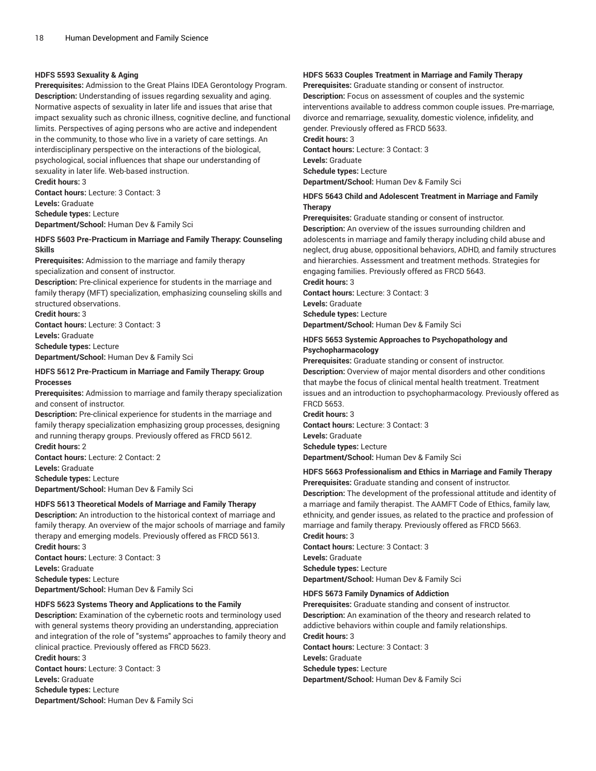**HDFS 5593 Sexuality & Aging**

**Prerequisites:** Admission to the Great Plains IDEA Gerontology Program.

**Description:** Understanding of issues regarding sexuality and aging. Normative aspects of sexuality in later life and issues that arise that impact sexuality such as chronic illness, cognitive decline, and functional limits. Perspectives of aging persons who are active and independent in the community, to those who live in a variety of care settings. An interdisciplinary perspective on the interactions of the biological, psychological, social influences that shape our understanding of sexuality in later life. Web-based instruction.

**Credit hours:** 3

**Contact hours:** Lecture: 3 Contact: 3

**Levels:** Graduate

**Schedule types:** Lecture

**Department/School:** Human Dev & Family Sci

**HDFS 5603 Pre-Practicum in Marriage and Family Therapy: Counseling Skills**

**Prerequisites:** Admission to the marriage and family therapy specialization and consent of instructor.

**Description:** Pre-clinical experience for students in the marriage and family therapy (MFT) specialization, emphasizing counseling skills and structured observations.

**Credit hours:** 3

**Contact hours:** Lecture: 3 Contact: 3

**Levels:** Graduate

**Schedule types:** Lecture

**Department/School:** Human Dev & Family Sci

**HDFS 5612 Pre-Practicum in Marriage and Family Therapy: Group Processes**

**Prerequisites:** Admission to marriage and family therapy specialization and consent of instructor.

**Description:** Pre-clinical experience for students in the marriage and family therapy specialization emphasizing group processes, designing and running therapy groups. Previously offered as FRCD 5612.

**Credit hours:** 2

**Contact hours:** Lecture: 2 Contact: 2

**Levels:** Graduate

**Schedule types:** Lecture

**Department/School:** Human Dev & Family Sci

**HDFS 5613 Theoretical Models of Marriage and Family Therapy**

**Description:** An introduction to the historical context of marriage and family therapy. An overview of the major schools of marriage and family therapy and emerging models. Previously offered as FRCD 5613.

**Credit hours:** 3

**Contact hours:** Lecture: 3 Contact: 3

**Levels:** Graduate

**Schedule types:** Lecture

**Department/School:** Human Dev & Family Sci

**HDFS 5623 Systems Theory and Applications to the Family**

**Description:** Examination of the cybernetic roots and terminology used with general systems theory providing an understanding, appreciation and integration of the role of "systems" approaches to family theory and clinical practice. Previously offered as FRCD 5623.

**Credit hours:** 3

**Contact hours:** Lecture: 3 Contact: 3

**Levels:** Graduate

**Schedule types:** Lecture

**Department/School:** Human Dev & Family Sci

**HDFS 5633 Couples Treatment in Marriage and Family Therapy**

**Prerequisites:** Graduate standing or consent of instructor.

**Description:** Focus on assessment of couples and the systemic interventions available to address common couple issues. Pre-marriage, divorce and remarriage, sexuality, domestic violence, infidelity, and gender. Previously offered as FRCD 5633.

**Credit hours:** 3

**Contact hours:** Lecture: 3 Contact: 3

**Levels:** Graduate

**Schedule types:** Lecture

**Department/School:** Human Dev & Family Sci

**HDFS 5643 Child and Adolescent Treatment in Marriage and Family Therapy**

**Prerequisites:** Graduate standing or consent of instructor.

**Description:** An overview of the issues surrounding children and adolescents in marriage and family therapy including child abuse and neglect, drug abuse, oppositional behaviors, ADHD, and family structures and hierarchies. Assessment and treatment methods. Strategies for engaging families. Previously offered as FRCD 5643.

**Credit hours:** 3

**Contact hours:** Lecture: 3 Contact: 3

**Levels:** Graduate

**Schedule types:** Lecture

**Department/School:** Human Dev & Family Sci

**HDFS 5653 Systemic Approaches to Psychopathology and Psychopharmacology**

**Prerequisites:** Graduate standing or consent of instructor.

**Description:** Overview of major mental disorders and other conditions that maybe the focus of clinical mental health treatment. Treatment issues and an introduction to psychopharmacology. Previously offered as FRCD 5653.

**Credit hours:** 3

**Contact hours:** Lecture: 3 Contact: 3

**Levels:** Graduate

**Schedule types:** Lecture

**Department/School:** Human Dev & Family Sci

**HDFS 5663 Professionalism and Ethics in Marriage and Family Therapy**

**Prerequisites:** Graduate standing and consent of instructor.

**Description:** The development of the professional attitude and identity of a marriage and family therapist. The AAMFT Code of Ethics, family law, ethnicity, and gender issues, as related to the practice and profession of marriage and family therapy. Previously offered as FRCD 5663.

**Credit hours:** 3

**Contact hours:** Lecture: 3 Contact: 3

**Levels:** Graduate

**Schedule types:** Lecture

**Department/School:** Human Dev & Family Sci

**HDFS 5673 Family Dynamics of Addiction**

**Prerequisites:** Graduate standing and consent of instructor.

**Description:** An examination of the theory and research related to addictive behaviors within couple and family relationships.

**Credit hours:** 3

**Contact hours:** Lecture: 3 Contact: 3

**Levels:** Graduate

**Schedule types:** Lecture

**Department/School:** Human Dev & Family Sci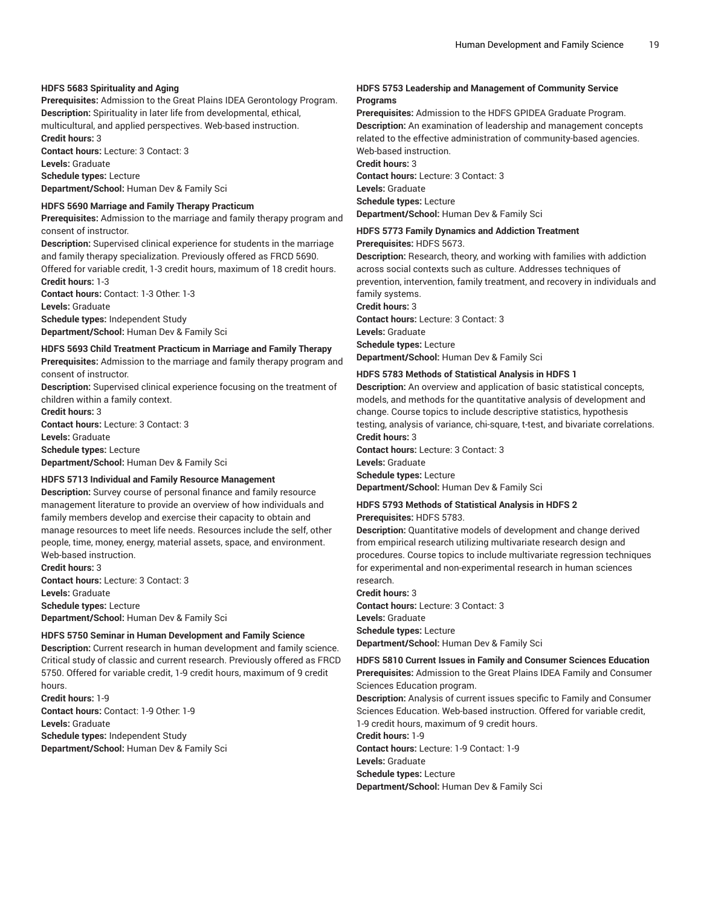**HDFS 5683 Spirituality and Aging**
**Prerequisites:** Admission to the Great Plains IDEA Gerontology Program.
**Description:** Spirituality in later life from developmental, ethical, multicultural, and applied perspectives. Web-based instruction.
**Credit hours:** 3
**Contact hours:** Lecture: 3 Contact: 3
**Levels:** Graduate
**Schedule types:** Lecture
**Department/School:** Human Dev & Family Sci

**HDFS 5690 Marriage and Family Therapy Practicum**
**Prerequisites:** Admission to the marriage and family therapy program and consent of instructor.
**Description:** Supervised clinical experience for students in the marriage and family therapy specialization. Previously offered as FRCD 5690. Offered for variable credit, 1-3 credit hours, maximum of 18 credit hours.
**Credit hours:** 1-3
**Contact hours:** Contact: 1-3 Other: 1-3
**Levels:** Graduate
**Schedule types:** Independent Study
**Department/School:** Human Dev & Family Sci

**HDFS 5693 Child Treatment Practicum in Marriage and Family Therapy**
**Prerequisites:** Admission to the marriage and family therapy program and consent of instructor.
**Description:** Supervised clinical experience focusing on the treatment of children within a family context.
**Credit hours:** 3
**Contact hours:** Lecture: 3 Contact: 3
**Levels:** Graduate
**Schedule types:** Lecture
**Department/School:** Human Dev & Family Sci

**HDFS 5713 Individual and Family Resource Management**
**Description:** Survey course of personal finance and family resource management literature to provide an overview of how individuals and family members develop and exercise their capacity to obtain and manage resources to meet life needs. Resources include the self, other people, time, money, energy, material assets, space, and environment. Web-based instruction.
**Credit hours:** 3
**Contact hours:** Lecture: 3 Contact: 3
**Levels:** Graduate
**Schedule types:** Lecture
**Department/School:** Human Dev & Family Sci

**HDFS 5750 Seminar in Human Development and Family Science**
**Description:** Current research in human development and family science. Critical study of classic and current research. Previously offered as FRCD 5750. Offered for variable credit, 1-9 credit hours, maximum of 9 credit hours.
**Credit hours:** 1-9
**Contact hours:** Contact: 1-9 Other: 1-9
**Levels:** Graduate
**Schedule types:** Independent Study
**Department/School:** Human Dev & Family Sci

**HDFS 5753 Leadership and Management of Community Service Programs**
**Prerequisites:** Admission to the HDFS GPIDEA Graduate Program.
**Description:** An examination of leadership and management concepts related to the effective administration of community-based agencies. Web-based instruction.
**Credit hours:** 3
**Contact hours:** Lecture: 3 Contact: 3
**Levels:** Graduate
**Schedule types:** Lecture
**Department/School:** Human Dev & Family Sci

**HDFS 5773 Family Dynamics and Addiction Treatment**
**Prerequisites:** HDFS 5673.
**Description:** Research, theory, and working with families with addiction across social contexts such as culture. Addresses techniques of prevention, intervention, family treatment, and recovery in individuals and family systems.
**Credit hours:** 3
**Contact hours:** Lecture: 3 Contact: 3
**Levels:** Graduate
**Schedule types:** Lecture
**Department/School:** Human Dev & Family Sci

**HDFS 5783 Methods of Statistical Analysis in HDFS 1**
**Description:** An overview and application of basic statistical concepts, models, and methods for the quantitative analysis of development and change. Course topics to include descriptive statistics, hypothesis testing, analysis of variance, chi-square, t-test, and bivariate correlations.
**Credit hours:** 3
**Contact hours:** Lecture: 3 Contact: 3
**Levels:** Graduate
**Schedule types:** Lecture
**Department/School:** Human Dev & Family Sci

**HDFS 5793 Methods of Statistical Analysis in HDFS 2**
**Prerequisites:** HDFS 5783.
**Description:** Quantitative models of development and change derived from empirical research utilizing multivariate research design and procedures. Course topics to include multivariate regression techniques for experimental and non-experimental research in human sciences research.
**Credit hours:** 3
**Contact hours:** Lecture: 3 Contact: 3
**Levels:** Graduate
**Schedule types:** Lecture
**Department/School:** Human Dev & Family Sci

**HDFS 5810 Current Issues in Family and Consumer Sciences Education**
**Prerequisites:** Admission to the Great Plains IDEA Family and Consumer Sciences Education program.
**Description:** Analysis of current issues specific to Family and Consumer Sciences Education. Web-based instruction. Offered for variable credit, 1-9 credit hours, maximum of 9 credit hours.
**Credit hours:** 1-9
**Contact hours:** Lecture: 1-9 Contact: 1-9
**Levels:** Graduate
**Schedule types:** Lecture
**Department/School:** Human Dev & Family Sci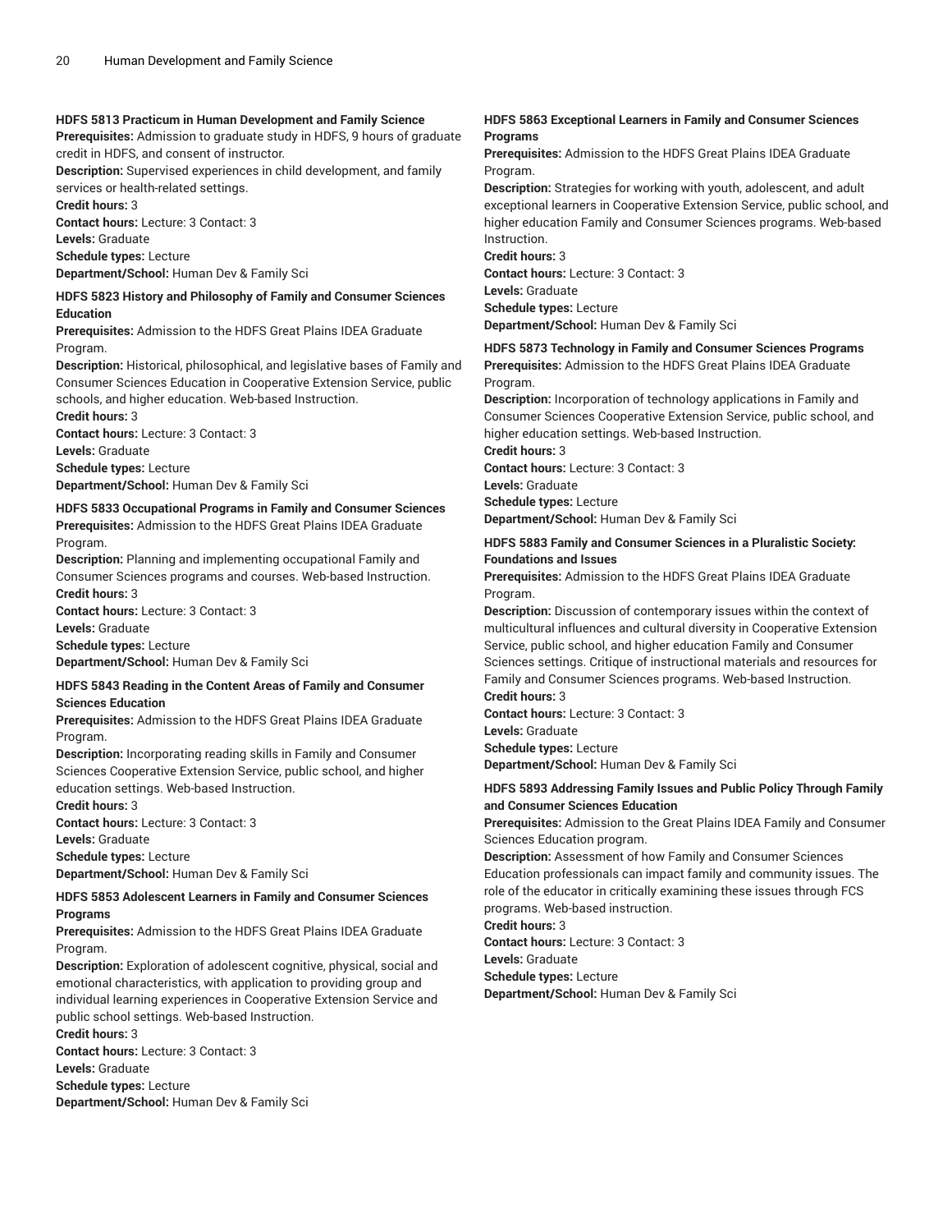**HDFS 5813 Practicum in Human Development and Family Science**
**Prerequisites:** Admission to graduate study in HDFS, 9 hours of graduate credit in HDFS, and consent of instructor.
**Description:** Supervised experiences in child development, and family services or health-related settings.
**Credit hours:** 3
**Contact hours:** Lecture: 3 Contact: 3
**Levels:** Graduate
**Schedule types:** Lecture
**Department/School:** Human Dev & Family Sci

**HDFS 5823 History and Philosophy of Family and Consumer Sciences Education**
**Prerequisites:** Admission to the HDFS Great Plains IDEA Graduate Program.
**Description:** Historical, philosophical, and legislative bases of Family and Consumer Sciences Education in Cooperative Extension Service, public schools, and higher education. Web-based Instruction.
**Credit hours:** 3
**Contact hours:** Lecture: 3 Contact: 3
**Levels:** Graduate
**Schedule types:** Lecture
**Department/School:** Human Dev & Family Sci

**HDFS 5833 Occupational Programs in Family and Consumer Sciences**
**Prerequisites:** Admission to the HDFS Great Plains IDEA Graduate Program.
**Description:** Planning and implementing occupational Family and Consumer Sciences programs and courses. Web-based Instruction.
**Credit hours:** 3
**Contact hours:** Lecture: 3 Contact: 3
**Levels:** Graduate
**Schedule types:** Lecture
**Department/School:** Human Dev & Family Sci

**HDFS 5843 Reading in the Content Areas of Family and Consumer Sciences Education**
**Prerequisites:** Admission to the HDFS Great Plains IDEA Graduate Program.
**Description:** Incorporating reading skills in Family and Consumer Sciences Cooperative Extension Service, public school, and higher education settings. Web-based Instruction.
**Credit hours:** 3
**Contact hours:** Lecture: 3 Contact: 3
**Levels:** Graduate
**Schedule types:** Lecture
**Department/School:** Human Dev & Family Sci

**HDFS 5853 Adolescent Learners in Family and Consumer Sciences Programs**
**Prerequisites:** Admission to the HDFS Great Plains IDEA Graduate Program.
**Description:** Exploration of adolescent cognitive, physical, social and emotional characteristics, with application to providing group and individual learning experiences in Cooperative Extension Service and public school settings. Web-based Instruction.
**Credit hours:** 3
**Contact hours:** Lecture: 3 Contact: 3
**Levels:** Graduate
**Schedule types:** Lecture
**Department/School:** Human Dev & Family Sci

**HDFS 5863 Exceptional Learners in Family and Consumer Sciences Programs**
**Prerequisites:** Admission to the HDFS Great Plains IDEA Graduate Program.
**Description:** Strategies for working with youth, adolescent, and adult exceptional learners in Cooperative Extension Service, public school, and higher education Family and Consumer Sciences programs. Web-based Instruction.
**Credit hours:** 3
**Contact hours:** Lecture: 3 Contact: 3
**Levels:** Graduate
**Schedule types:** Lecture
**Department/School:** Human Dev & Family Sci

**HDFS 5873 Technology in Family and Consumer Sciences Programs**
**Prerequisites:** Admission to the HDFS Great Plains IDEA Graduate Program.
**Description:** Incorporation of technology applications in Family and Consumer Sciences Cooperative Extension Service, public school, and higher education settings. Web-based Instruction.
**Credit hours:** 3
**Contact hours:** Lecture: 3 Contact: 3
**Levels:** Graduate
**Schedule types:** Lecture
**Department/School:** Human Dev & Family Sci

**HDFS 5883 Family and Consumer Sciences in a Pluralistic Society: Foundations and Issues**
**Prerequisites:** Admission to the HDFS Great Plains IDEA Graduate Program.
**Description:** Discussion of contemporary issues within the context of multicultural influences and cultural diversity in Cooperative Extension Service, public school, and higher education Family and Consumer Sciences settings. Critique of instructional materials and resources for Family and Consumer Sciences programs. Web-based Instruction.
**Credit hours:** 3
**Contact hours:** Lecture: 3 Contact: 3
**Levels:** Graduate
**Schedule types:** Lecture
**Department/School:** Human Dev & Family Sci

**HDFS 5893 Addressing Family Issues and Public Policy Through Family and Consumer Sciences Education**
**Prerequisites:** Admission to the Great Plains IDEA Family and Consumer Sciences Education program.
**Description:** Assessment of how Family and Consumer Sciences Education professionals can impact family and community issues. The role of the educator in critically examining these issues through FCS programs. Web-based instruction.
**Credit hours:** 3
**Contact hours:** Lecture: 3 Contact: 3
**Levels:** Graduate
**Schedule types:** Lecture
**Department/School:** Human Dev & Family Sci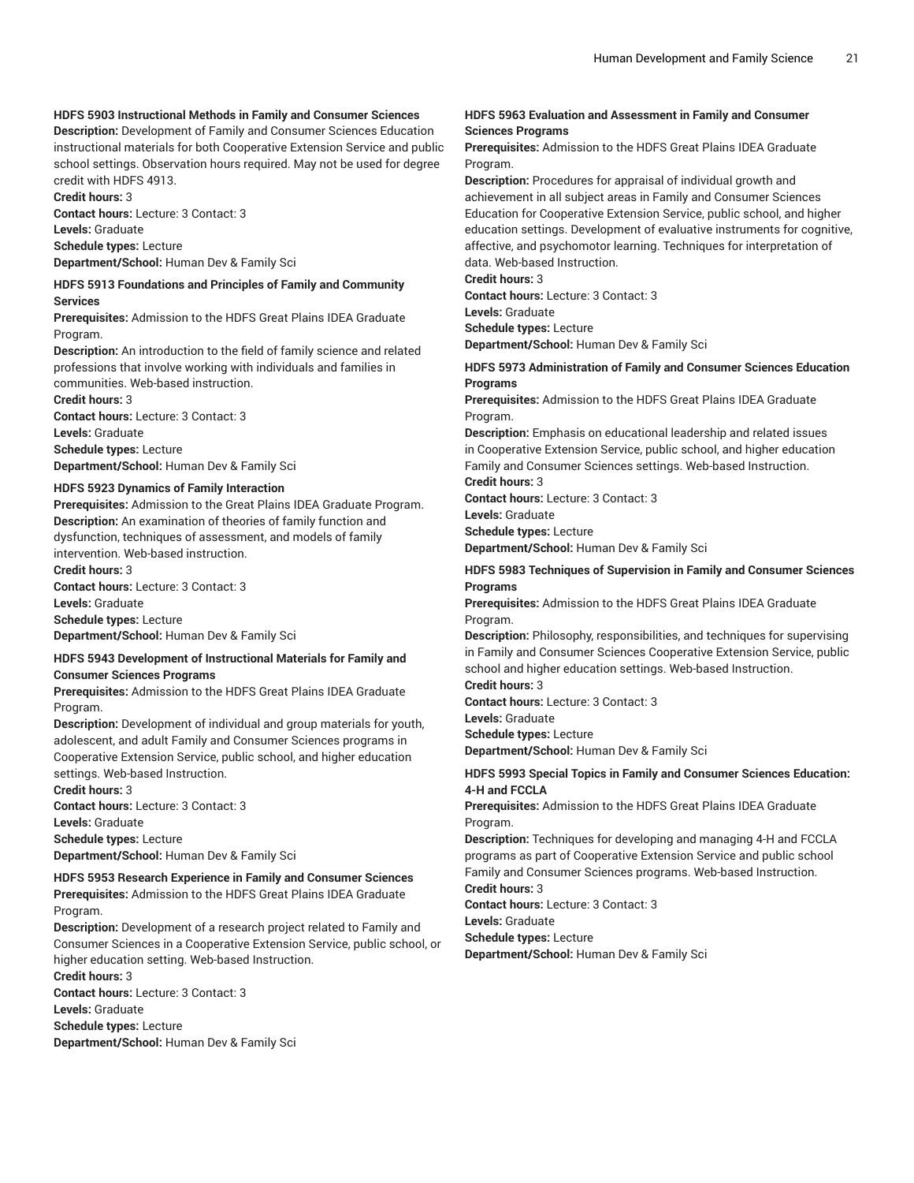**HDFS 5903 Instructional Methods in Family and Consumer Sciences**
**Description:** Development of Family and Consumer Sciences Education instructional materials for both Cooperative Extension Service and public school settings. Observation hours required. May not be used for degree credit with HDFS 4913.
**Credit hours:** 3
**Contact hours:** Lecture: 3 Contact: 3
**Levels:** Graduate
**Schedule types:** Lecture
**Department/School:** Human Dev & Family Sci

**HDFS 5913 Foundations and Principles of Family and Community Services**
**Prerequisites:** Admission to the HDFS Great Plains IDEA Graduate Program.
**Description:** An introduction to the field of family science and related professions that involve working with individuals and families in communities. Web-based instruction.
**Credit hours:** 3
**Contact hours:** Lecture: 3 Contact: 3
**Levels:** Graduate
**Schedule types:** Lecture
**Department/School:** Human Dev & Family Sci

**HDFS 5923 Dynamics of Family Interaction**
**Prerequisites:** Admission to the Great Plains IDEA Graduate Program.
**Description:** An examination of theories of family function and dysfunction, techniques of assessment, and models of family intervention. Web-based instruction.
**Credit hours:** 3
**Contact hours:** Lecture: 3 Contact: 3
**Levels:** Graduate
**Schedule types:** Lecture
**Department/School:** Human Dev & Family Sci

**HDFS 5943 Development of Instructional Materials for Family and Consumer Sciences Programs**
**Prerequisites:** Admission to the HDFS Great Plains IDEA Graduate Program.
**Description:** Development of individual and group materials for youth, adolescent, and adult Family and Consumer Sciences programs in Cooperative Extension Service, public school, and higher education settings. Web-based Instruction.
**Credit hours:** 3
**Contact hours:** Lecture: 3 Contact: 3
**Levels:** Graduate
**Schedule types:** Lecture
**Department/School:** Human Dev & Family Sci

**HDFS 5953 Research Experience in Family and Consumer Sciences**
**Prerequisites:** Admission to the HDFS Great Plains IDEA Graduate Program.
**Description:** Development of a research project related to Family and Consumer Sciences in a Cooperative Extension Service, public school, or higher education setting. Web-based Instruction.
**Credit hours:** 3
**Contact hours:** Lecture: 3 Contact: 3
**Levels:** Graduate
**Schedule types:** Lecture
**Department/School:** Human Dev & Family Sci

**HDFS 5963 Evaluation and Assessment in Family and Consumer Sciences Programs**
**Prerequisites:** Admission to the HDFS Great Plains IDEA Graduate Program.
**Description:** Procedures for appraisal of individual growth and achievement in all subject areas in Family and Consumer Sciences Education for Cooperative Extension Service, public school, and higher education settings. Development of evaluative instruments for cognitive, affective, and psychomotor learning. Techniques for interpretation of data. Web-based Instruction.
**Credit hours:** 3
**Contact hours:** Lecture: 3 Contact: 3
**Levels:** Graduate
**Schedule types:** Lecture
**Department/School:** Human Dev & Family Sci

**HDFS 5973 Administration of Family and Consumer Sciences Education Programs**
**Prerequisites:** Admission to the HDFS Great Plains IDEA Graduate Program.
**Description:** Emphasis on educational leadership and related issues in Cooperative Extension Service, public school, and higher education Family and Consumer Sciences settings. Web-based Instruction.
**Credit hours:** 3
**Contact hours:** Lecture: 3 Contact: 3
**Levels:** Graduate
**Schedule types:** Lecture
**Department/School:** Human Dev & Family Sci

**HDFS 5983 Techniques of Supervision in Family and Consumer Sciences Programs**
**Prerequisites:** Admission to the HDFS Great Plains IDEA Graduate Program.
**Description:** Philosophy, responsibilities, and techniques for supervising in Family and Consumer Sciences Cooperative Extension Service, public school and higher education settings. Web-based Instruction.
**Credit hours:** 3
**Contact hours:** Lecture: 3 Contact: 3
**Levels:** Graduate
**Schedule types:** Lecture
**Department/School:** Human Dev & Family Sci

**HDFS 5993 Special Topics in Family and Consumer Sciences Education: 4-H and FCCLA**
**Prerequisites:** Admission to the HDFS Great Plains IDEA Graduate Program.
**Description:** Techniques for developing and managing 4-H and FCCLA programs as part of Cooperative Extension Service and public school Family and Consumer Sciences programs. Web-based Instruction.
**Credit hours:** 3
**Contact hours:** Lecture: 3 Contact: 3
**Levels:** Graduate
**Schedule types:** Lecture
**Department/School:** Human Dev & Family Sci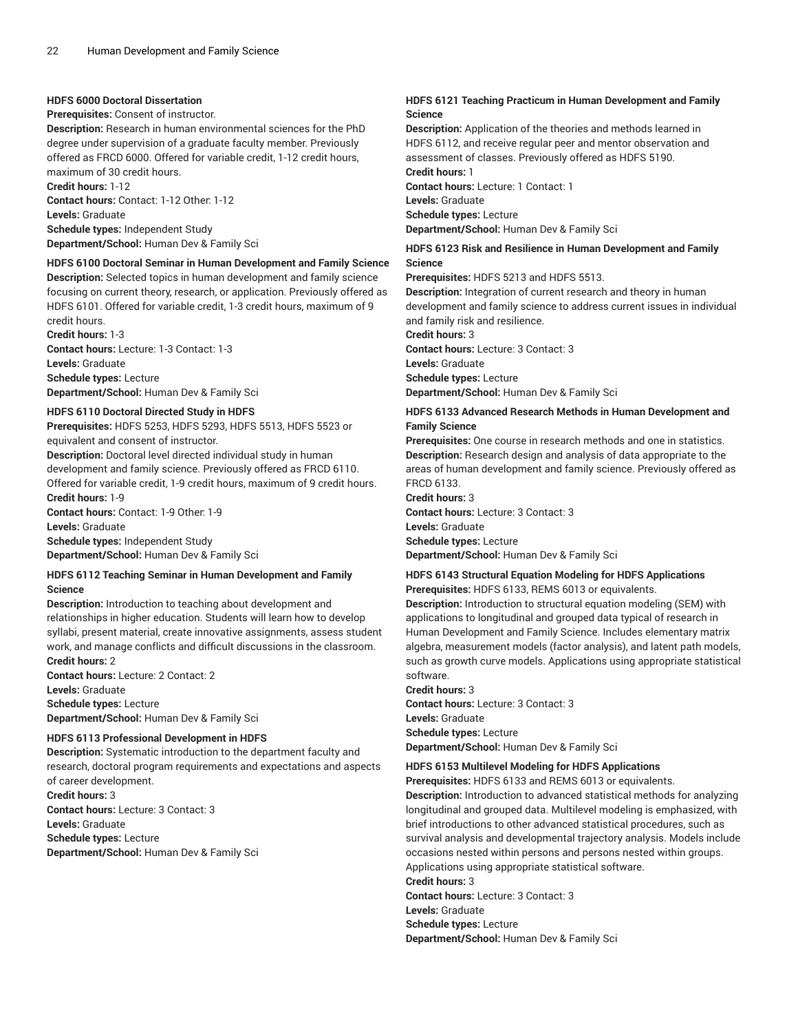**HDFS 6000 Doctoral Dissertation**

**Prerequisites:** Consent of instructor.

**Description:** Research in human environmental sciences for the PhD degree under supervision of a graduate faculty member. Previously offered as FRCD 6000. Offered for variable credit, 1-12 credit hours, maximum of 30 credit hours.

**Credit hours:** 1-12

**Contact hours:** Contact: 1-12 Other: 1-12

**Levels:** Graduate

**Schedule types:** Independent Study

**Department/School:** Human Dev & Family Sci

**HDFS 6100 Doctoral Seminar in Human Development and Family Science**

**Description:** Selected topics in human development and family science focusing on current theory, research, or application. Previously offered as HDFS 6101. Offered for variable credit, 1-3 credit hours, maximum of 9 credit hours.

**Credit hours:** 1-3

**Contact hours:** Lecture: 1-3 Contact: 1-3

**Levels:** Graduate

**Schedule types:** Lecture

**Department/School:** Human Dev & Family Sci

**HDFS 6110 Doctoral Directed Study in HDFS**

**Prerequisites:** HDFS 5253, HDFS 5293, HDFS 5513, HDFS 5523 or equivalent and consent of instructor.

**Description:** Doctoral level directed individual study in human development and family science. Previously offered as FRCD 6110. Offered for variable credit, 1-9 credit hours, maximum of 9 credit hours.

**Credit hours:** 1-9

**Contact hours:** Contact: 1-9 Other: 1-9

**Levels:** Graduate

**Schedule types:** Independent Study

**Department/School:** Human Dev & Family Sci

**HDFS 6112 Teaching Seminar in Human Development and Family Science**

**Description:** Introduction to teaching about development and relationships in higher education. Students will learn how to develop syllabi, present material, create innovative assignments, assess student work, and manage conflicts and difficult discussions in the classroom.

**Credit hours:** 2

**Contact hours:** Lecture: 2 Contact: 2

**Levels:** Graduate

**Schedule types:** Lecture

**Department/School:** Human Dev & Family Sci

**HDFS 6113 Professional Development in HDFS**

**Description:** Systematic introduction to the department faculty and research, doctoral program requirements and expectations and aspects of career development.

**Credit hours:** 3

**Contact hours:** Lecture: 3 Contact: 3

**Levels:** Graduate

**Schedule types:** Lecture

**Department/School:** Human Dev & Family Sci

**HDFS 6121 Teaching Practicum in Human Development and Family Science**

**Description:** Application of the theories and methods learned in HDFS 6112, and receive regular peer and mentor observation and assessment of classes. Previously offered as HDFS 5190.

**Credit hours:** 1

**Contact hours:** Lecture: 1 Contact: 1

**Levels:** Graduate

**Schedule types:** Lecture

**Department/School:** Human Dev & Family Sci

**HDFS 6123 Risk and Resilience in Human Development and Family Science**

**Prerequisites:** HDFS 5213 and HDFS 5513.

**Description:** Integration of current research and theory in human development and family science to address current issues in individual and family risk and resilience.

**Credit hours:** 3

**Contact hours:** Lecture: 3 Contact: 3

**Levels:** Graduate

**Schedule types:** Lecture

**Department/School:** Human Dev & Family Sci

**HDFS 6133 Advanced Research Methods in Human Development and Family Science**

**Prerequisites:** One course in research methods and one in statistics.

**Description:** Research design and analysis of data appropriate to the areas of human development and family science. Previously offered as FRCD 6133.

**Credit hours:** 3

**Contact hours:** Lecture: 3 Contact: 3

**Levels:** Graduate

**Schedule types:** Lecture

**Department/School:** Human Dev & Family Sci

**HDFS 6143 Structural Equation Modeling for HDFS Applications**

**Prerequisites:** HDFS 6133, REMS 6013 or equivalents.

**Description:** Introduction to structural equation modeling (SEM) with applications to longitudinal and grouped data typical of research in Human Development and Family Science. Includes elementary matrix algebra, measurement models (factor analysis), and latent path models, such as growth curve models. Applications using appropriate statistical software.

**Credit hours:** 3

**Contact hours:** Lecture: 3 Contact: 3

**Levels:** Graduate

**Schedule types:** Lecture

**Department/School:** Human Dev & Family Sci

**HDFS 6153 Multilevel Modeling for HDFS Applications**

**Prerequisites:** HDFS 6133 and REMS 6013 or equivalents.

**Description:** Introduction to advanced statistical methods for analyzing longitudinal and grouped data. Multilevel modeling is emphasized, with brief introductions to other advanced statistical procedures, such as survival analysis and developmental trajectory analysis. Models include occasions nested within persons and persons nested within groups. Applications using appropriate statistical software.

**Credit hours:** 3

**Contact hours:** Lecture: 3 Contact: 3

**Levels:** Graduate

**Schedule types:** Lecture

**Department/School:** Human Dev & Family Sci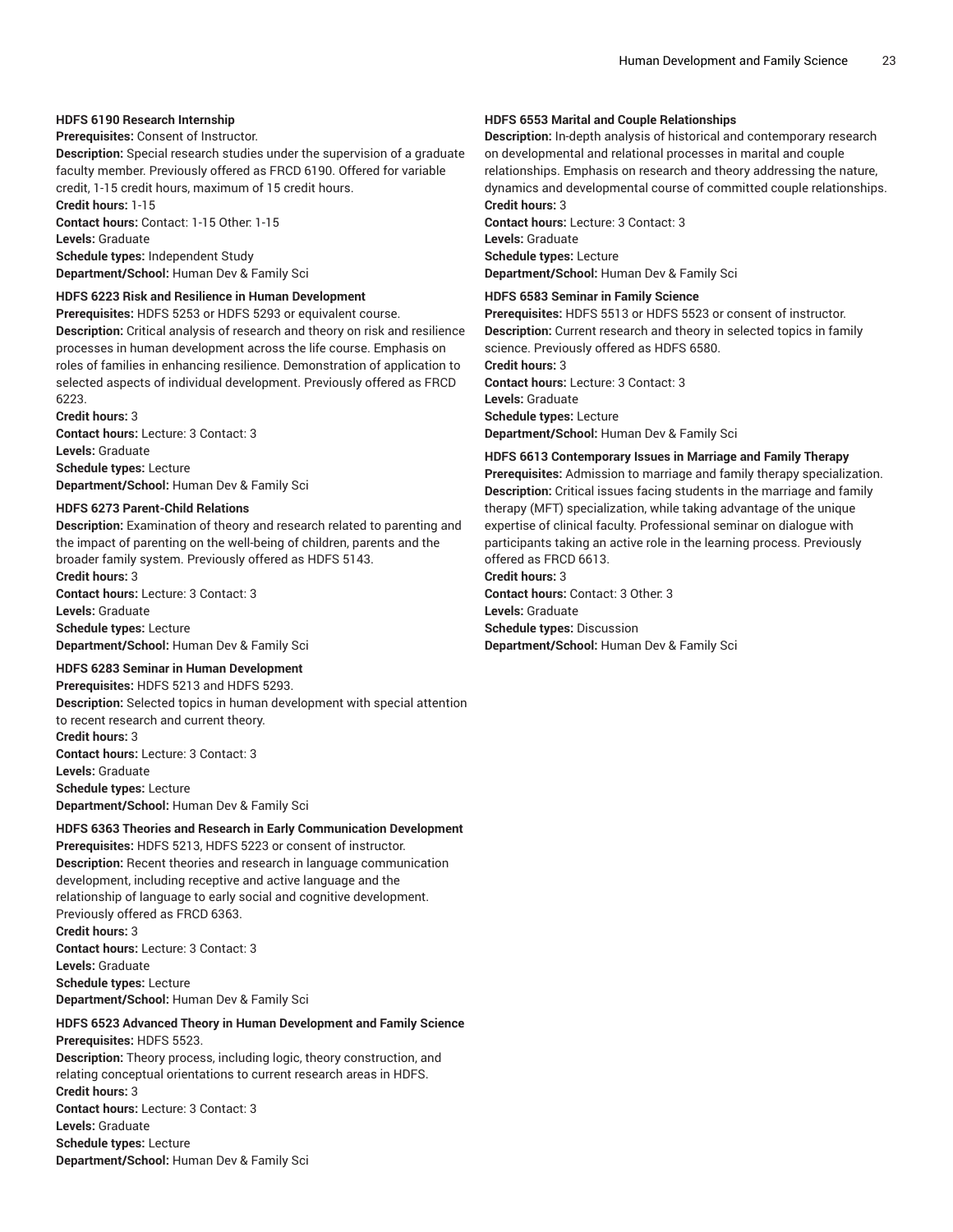**HDFS 6190 Research Internship**

**Prerequisites:** Consent of Instructor.

**Description:** Special research studies under the supervision of a graduate faculty member. Previously offered as FRCD 6190. Offered for variable credit, 1-15 credit hours, maximum of 15 credit hours.

**Credit hours:** 1-15

**Contact hours:** Contact: 1-15 Other: 1-15

**Levels:** Graduate

**Schedule types:** Independent Study

**Department/School:** Human Dev & Family Sci

**HDFS 6223 Risk and Resilience in Human Development**

**Prerequisites:** HDFS 5253 or HDFS 5293 or equivalent course.

**Description:** Critical analysis of research and theory on risk and resilience processes in human development across the life course. Emphasis on roles of families in enhancing resilience. Demonstration of application to selected aspects of individual development. Previously offered as FRCD 6223.

**Credit hours:** 3

**Contact hours:** Lecture: 3 Contact: 3

**Levels:** Graduate

**Schedule types:** Lecture

**Department/School:** Human Dev & Family Sci

**HDFS 6273 Parent-Child Relations**

**Description:** Examination of theory and research related to parenting and the impact of parenting on the well-being of children, parents and the broader family system. Previously offered as HDFS 5143.

**Credit hours:** 3

**Contact hours:** Lecture: 3 Contact: 3

**Levels:** Graduate

**Schedule types:** Lecture

**Department/School:** Human Dev & Family Sci

**HDFS 6283 Seminar in Human Development**

**Prerequisites:** HDFS 5213 and HDFS 5293.

**Description:** Selected topics in human development with special attention to recent research and current theory.

**Credit hours:** 3

**Contact hours:** Lecture: 3 Contact: 3

**Levels:** Graduate

**Schedule types:** Lecture

**Department/School:** Human Dev & Family Sci

**HDFS 6363 Theories and Research in Early Communication Development**

**Prerequisites:** HDFS 5213, HDFS 5223 or consent of instructor.

**Description:** Recent theories and research in language communication development, including receptive and active language and the relationship of language to early social and cognitive development. Previously offered as FRCD 6363.

**Credit hours:** 3

**Contact hours:** Lecture: 3 Contact: 3

**Levels:** Graduate

**Schedule types:** Lecture

**Department/School:** Human Dev & Family Sci

**HDFS 6523 Advanced Theory in Human Development and Family Science**

**Prerequisites:** HDFS 5523.

**Description:** Theory process, including logic, theory construction, and relating conceptual orientations to current research areas in HDFS.

**Credit hours:** 3

**Contact hours:** Lecture: 3 Contact: 3

**Levels:** Graduate

**Schedule types:** Lecture

**Department/School:** Human Dev & Family Sci

**HDFS 6553 Marital and Couple Relationships**

**Description:** In-depth analysis of historical and contemporary research on developmental and relational processes in marital and couple relationships. Emphasis on research and theory addressing the nature, dynamics and developmental course of committed couple relationships.

**Credit hours:** 3

**Contact hours:** Lecture: 3 Contact: 3

**Levels:** Graduate

**Schedule types:** Lecture

**Department/School:** Human Dev & Family Sci

**HDFS 6583 Seminar in Family Science**

**Prerequisites:** HDFS 5513 or HDFS 5523 or consent of instructor.

**Description:** Current research and theory in selected topics in family science. Previously offered as HDFS 6580.

**Credit hours:** 3

**Contact hours:** Lecture: 3 Contact: 3

**Levels:** Graduate

**Schedule types:** Lecture

**Department/School:** Human Dev & Family Sci

**HDFS 6613 Contemporary Issues in Marriage and Family Therapy**

**Prerequisites:** Admission to marriage and family therapy specialization.

**Description:** Critical issues facing students in the marriage and family therapy (MFT) specialization, while taking advantage of the unique expertise of clinical faculty. Professional seminar on dialogue with participants taking an active role in the learning process. Previously offered as FRCD 6613.

**Credit hours:** 3

**Contact hours:** Contact: 3 Other: 3

**Levels:** Graduate

**Schedule types:** Discussion

**Department/School:** Human Dev & Family Sci